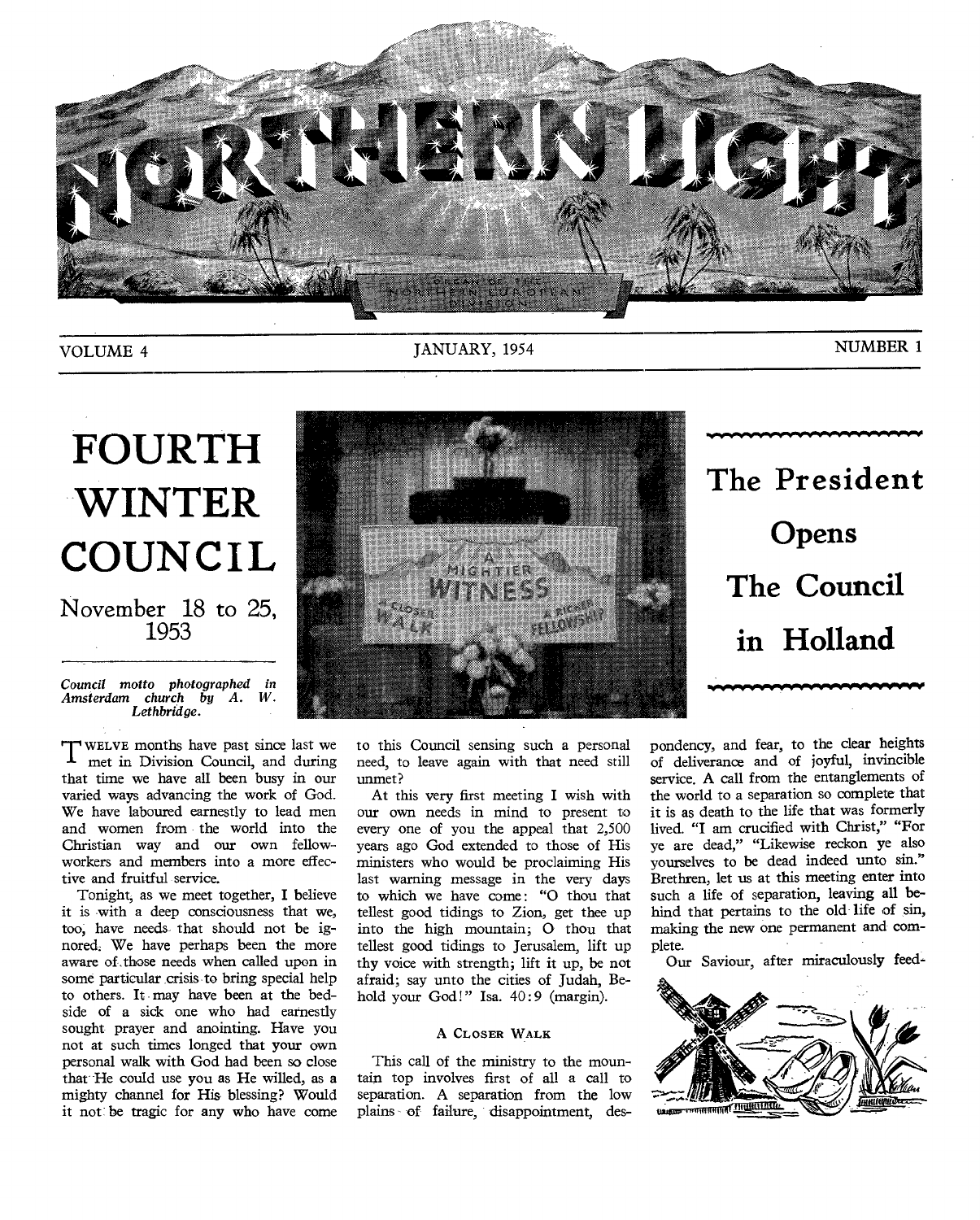# NORTHERN LIGHT

ORGAN OF THE NORTHERN EUROPEAN DIVISION

VOLUME 4 — JANUARY, 1954 — NUMBER 1

# FOURTH WINTER COUNCIL

## November 18 to 25, 1953

*Council motto photographed in Amsterdam church by A. W. Lethbridge.*

## The President Opens The Council in Holland

TWELVE months have past since last we met in Division Council, and during that time we have all been busy in our varied ways advancing the work of God. We have laboured earnestly to lead men and women from the world into the Christian way and our own fellow-workers and members into a more effective and fruitful service.

Tonight, as we meet together, I believe it is with a deep consciousness that we, too, have needs that should not be ignored. We have perhaps been the more aware of those needs when called upon in some particular crisis to bring special help to others. It may have been at the bedside of a sick one who had earnestly sought prayer and anointing. Have you not at such times longed that your own personal walk with God had been so close that He could use you as He willed, as a mighty channel for His blessing? Would it not be tragic for any who have come to this Council sensing such a personal need, to leave again with that need still unmet?

At this very first meeting I wish with our own needs in mind to present to every one of you the appeal that 2,500 years ago God extended to those of His ministers who would be proclaiming His last warning message in the very days to which we have come: "O thou that tellest good tidings to Zion, get thee up into the high mountain; O thou that tellest good tidings to Jerusalem, lift up thy voice with strength; lift it up, be not afraid; say unto the cities of Judah, Behold your God!" Isa. 40:9 (margin).

### A Closer Walk

This call of the ministry to the mountain top involves first of all a call to separation. A separation from the low plains of failure, disappointment, despondency, and fear, to the clear heights of deliverance and of joyful, invincible service. A call from the entanglements of the world to a separation so complete that it is as death to the life that was formerly lived. "I am crucified with Christ," "For ye are dead," "Likewise reckon ye also yourselves to be dead indeed unto sin." Brethren, let us at this meeting enter into such a life of separation, leaving all behind that pertains to the old life of sin, making the new one permanent and complete.

Our Saviour, after miraculously feed-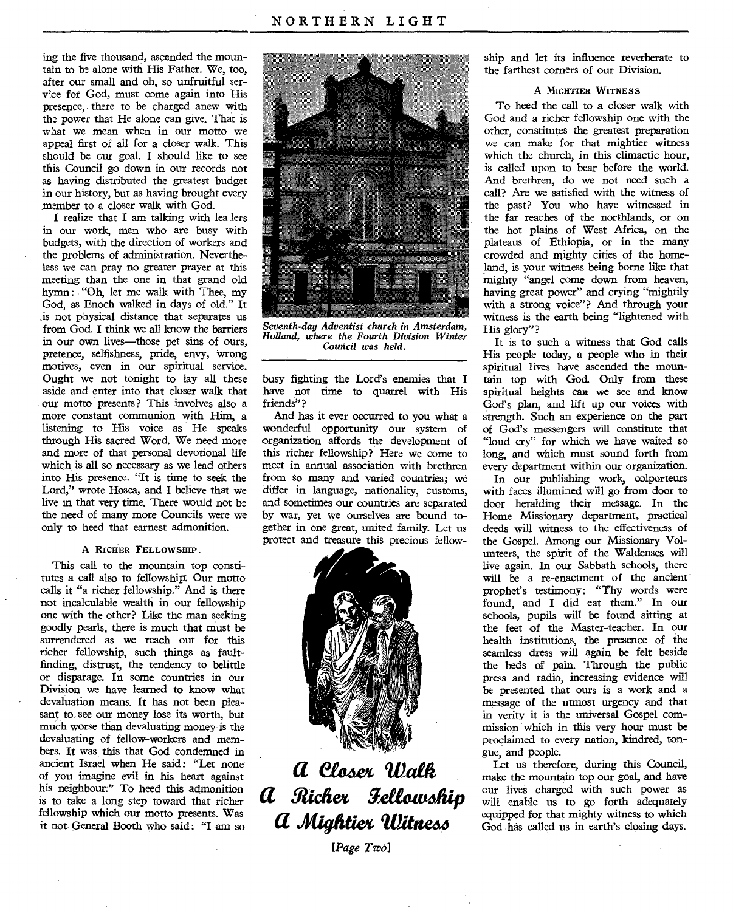ing the five thousand, ascended the mountain to be alone with His Father. We, too, after our small and oh, so unfruitful service for God, must come again into His presence, there to be charged anew with the power that He alone can give. That is what we mean when in our motto we appeal first of all for a closer walk. This should be our goal. I should like to see this Council go down in our records not as having distributed the greatest budget in our history, but as having brought every member to a closer walk with God.

I realize that I am talking with leaders in our work, men who are busy with budgets, with the direction of workers and the problems of administration. Nevertheless we can pray no greater prayer at this meeting than the one in that grand old hymn: "Oh, let me walk with Thee, my God, as Enoch walked in days of old." It is not physical distance that separates us from God. I think we all know the barriers in our own lives—those pet sins of ours, pretence, selfishness, pride, envy, wrong motives, even in our spiritual service. Ought we not tonight to lay all these aside and enter into that closer walk that our motto presents? This involves also a more constant communion with Him, a listening to His voice as He speaks through His sacred Word. We need more and more of that personal devotional life which is all so necessary as we lead others into His presence. "It is time to seek the Lord," wrote Hosea, and I believe that we live in that very time. There would not be the need of many more Councils were we only to heed that earnest admonition.

### A Richer Fellowship

This call to the mountain top constitutes a call also to fellowship. Our motto calls it "a richer fellowship." And is there not incalculable wealth in our fellowship one with the other? Like the man seeking goodly pearls, there is much that must be surrendered as we reach out for this richer fellowship, such things as fault-finding, distrust, the tendency to belittle or disparage. In some countries in our Division we have learned to know what devaluation means. It has not been pleasant to see our money lose its worth, but much worse than devaluating money is the devaluating of fellow-workers and members. It was this that God condemned in ancient Israel when He said: "Let none of you imagine evil in his heart against his neighbour." To heed this admonition is to take a long step toward that richer fellowship which our motto presents. Was it not General Booth who said: "I am so busy fighting the Lord's enemies that I have not time to quarrel with His friends"?

*Seventh-day Adventist church in Amsterdam, Holland, where the Fourth Division Winter Council was held.*

And has it ever occurred to you what a wonderful opportunity our system of organization affords the development of this richer fellowship? Here we come to meet in annual association with brethren from so many and varied countries; we differ in language, nationality, customs, and sometimes our countries are separated by war, yet we ourselves are bound together in one great, united family. Let us protect and treasure this precious fellowship and let its influence reverberate to the farthest corners of our Division.

**A Closer Walk**
**A Richer Fellowship**
**A Mightier Witness**

### A Mightier Witness

To heed the call to a closer walk with God and a richer fellowship one with the other, constitutes the greatest preparation we can make for that mightier witness which the church, in this climactic hour, is called upon to bear before the world. And brethren, do we not need such a call? Are we satisfied with the witness of the past? You who have witnessed in the far reaches of the northlands, or on the hot plains of West Africa, on the plateaus of Ethiopia, or in the many crowded and mighty cities of the homeland, is your witness being borne like that mighty "angel come down from heaven, having great power" and crying "mightily with a strong voice"? And through your witness is the earth being "lightened with His glory"?

It is to such a witness that God calls His people today, a people who in their spiritual lives have ascended the mountain top with God. Only from these spiritual heights can we see and know God's plan, and lift up our voices with strength. Such an experience on the part of God's messengers will constitute that "loud cry" for which we have waited so long, and which must sound forth from every department within our organization.

In our publishing work, colporteurs with faces illumined will go from door to door heralding their message. In the Home Missionary department, practical deeds will witness to the effectiveness of the Gospel. Among our Missionary Volunteers, the spirit of the Waldenses will live again. In our Sabbath schools, there will be a re-enactment of the ancient prophet's testimony: "Thy words were found, and I did eat them." In our schools, pupils will be found sitting at the feet of the Master-teacher. In our health institutions, the presence of the seamless dress will again be felt beside the beds of pain. Through the public press and radio, increasing evidence will be presented that ours is a work and a message of the utmost urgency and that in verity it is the universal Gospel commission which in this very hour must be proclaimed to every nation, kindred, tongue, and people.

Let us therefore, during this Council, make the mountain top our goal, and have our lives charged with such power as will enable us to go forth adequately equipped for that mighty witness to which God has called us in earth's closing days.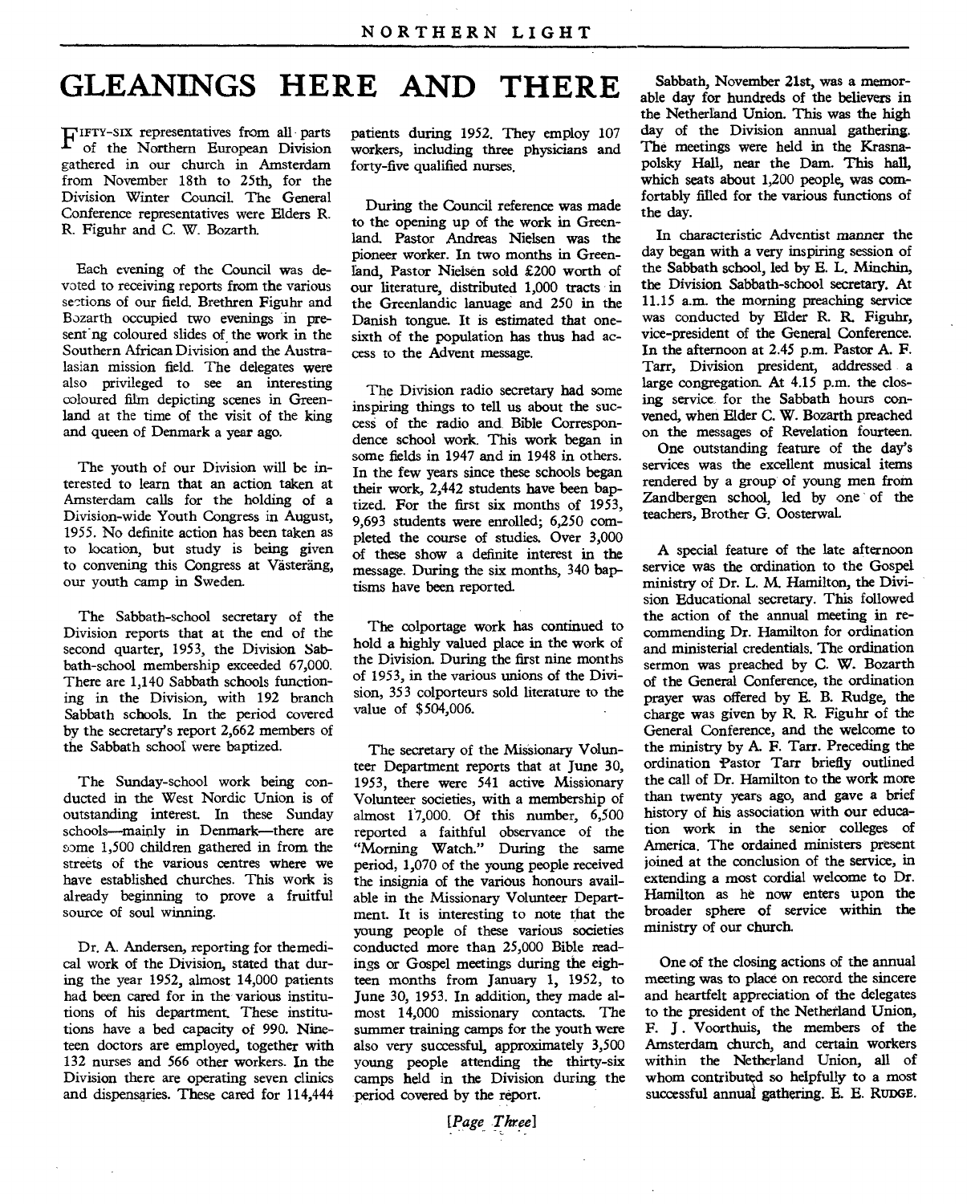# GLEANINGS HERE AND THERE

Fifty-six representatives from all parts of the Northern European Division gathered in our church in Amsterdam from November 18th to 25th, for the Division Winter Council. The General Conference representatives were Elders R. R. Figuhr and C. W. Bozarth.

Each evening of the Council was devoted to receiving reports from the various sections of our field. Brethren Figuhr and Bozarth occupied two evenings in presenting coloured slides of the work in the Southern African Division and the Australasian mission field. The delegates were also privileged to see an interesting coloured film depicting scenes in Greenland at the time of the visit of the king and queen of Denmark a year ago.

The youth of our Division will be interested to learn that an action taken at Amsterdam calls for the holding of a Division-wide Youth Congress in August, 1955. No definite action has been taken as to location, but study is being given to convening this Congress at Västeräng, our youth camp in Sweden.

The Sabbath-school secretary of the Division reports that at the end of the second quarter, 1953, the Division Sabbath-school membership exceeded 67,000. There are 1,140 Sabbath schools functioning in the Division, with 192 branch Sabbath schools. In the period covered by the secretary's report 2,662 members of the Sabbath school were baptized.

The Sunday-school work being conducted in the West Nordic Union is of outstanding interest. In these Sunday schools—mainly in Denmark—there are some 1,500 children gathered in from the streets of the various centres where we have established churches. This work is already beginning to prove a fruitful source of soul winning.

Dr. A. Andersen, reporting for the medical work of the Division, stated that during the year 1952, almost 14,000 patients had been cared for in the various institutions of his department. These institutions have a bed capacity of 990. Nineteen doctors are employed, together with 132 nurses and 566 other workers. In the Division there are operating seven clinics and dispensaries. These cared for 114,444 patients during 1952. They employ 107 workers, including three physicians and forty-five qualified nurses.

During the Council reference was made to the opening up of the work in Greenland. Pastor Andreas Nielsen was the pioneer worker. In two months in Greenland, Pastor Nielsen sold £200 worth of our literature, distributed 1,000 tracts in the Greenlandic lanuage and 250 in the Danish tongue. It is estimated that one-sixth of the population has thus had access to the Advent message.

The Division radio secretary had some inspiring things to tell us about the success of the radio and Bible Correspondence school work. This work began in some fields in 1947 and in 1948 in others. In the few years since these schools began their work, 2,442 students have been baptized. For the first six months of 1953, 9,693 students were enrolled; 6,250 completed the course of studies. Over 3,000 of these show a definite interest in the message. During the six months, 340 baptisms have been reported.

The colportage work has continued to hold a highly valued place in the work of the Division. During the first nine months of 1953, in the various unions of the Division, 353 colporteurs sold literature to the value of $504,006.

The secretary of the Missionary Volunteer Department reports that at June 30, 1953, there were 541 active Missionary Volunteer societies, with a membership of almost 17,000. Of this number, 6,500 reported a faithful observance of the "Morning Watch." During the same period, 1,070 of the young people received the insignia of the various honours available in the Missionary Volunteer Department. It is interesting to note that the young people of these various societies conducted more than 25,000 Bible readings or Gospel meetings during the eighteen months from January 1, 1952, to June 30, 1953. In addition, they made almost 14,000 missionary contacts. The summer training camps for the youth were also very successful, approximately 3,500 young people attending the thirty-six camps held in the Division during the period covered by the report.

Sabbath, November 21st, was a memorable day for hundreds of the believers in the Netherland Union. This was the high day of the Division annual gathering. The meetings were held in the Krasnapolsky Hall, near the Dam. This hall, which seats about 1,200 people, was comfortably filled for the various functions of the day.

In characteristic Adventist manner the day began with a very inspiring session of the Sabbath school, led by E. L. Minchin, the Division Sabbath-school secretary. At 11.15 a.m. the morning preaching service was conducted by Elder R. R. Figuhr, vice-president of the General Conference. In the afternoon at 2.45 p.m. Pastor A. F. Tarr, Division president, addressed a large congregation. At 4.15 p.m. the closing service for the Sabbath hours convened, when Elder C. W. Bozarth preached on the messages of Revelation fourteen.

One outstanding feature of the day's services was the excellent musical items rendered by a group of young men from Zandbergen school, led by one of the teachers, Brother G. Oosterwal.

A special feature of the late afternoon service was the ordination to the Gospel ministry of Dr. L. M. Hamilton, the Division Educational secretary. This followed the action of the annual meeting in recommending Dr. Hamilton for ordination and ministerial credentials. The ordination sermon was preached by C. W. Bozarth of the General Conference, the ordination prayer was offered by E. B. Rudge, the charge was given by R. R. Figuhr of the General Conference, and the welcome to the ministry by A. F. Tarr. Preceding the ordination Pastor Tarr briefly outlined the call of Dr. Hamilton to the work more than twenty years ago, and gave a brief history of his association with our education work in the senior colleges of America. The ordained ministers present joined at the conclusion of the service, in extending a most cordial welcome to Dr. Hamilton as he now enters upon the broader sphere of service within the ministry of our church.

One of the closing actions of the annual meeting was to place on record the sincere and heartfelt appreciation of the delegates to the president of the Netherland Union, F. J. Voorthuis, the members of the Amsterdam church, and certain workers within the Netherland Union, all of whom contributed so helpfully to a most successful annual gathering. E. E. RUDGE.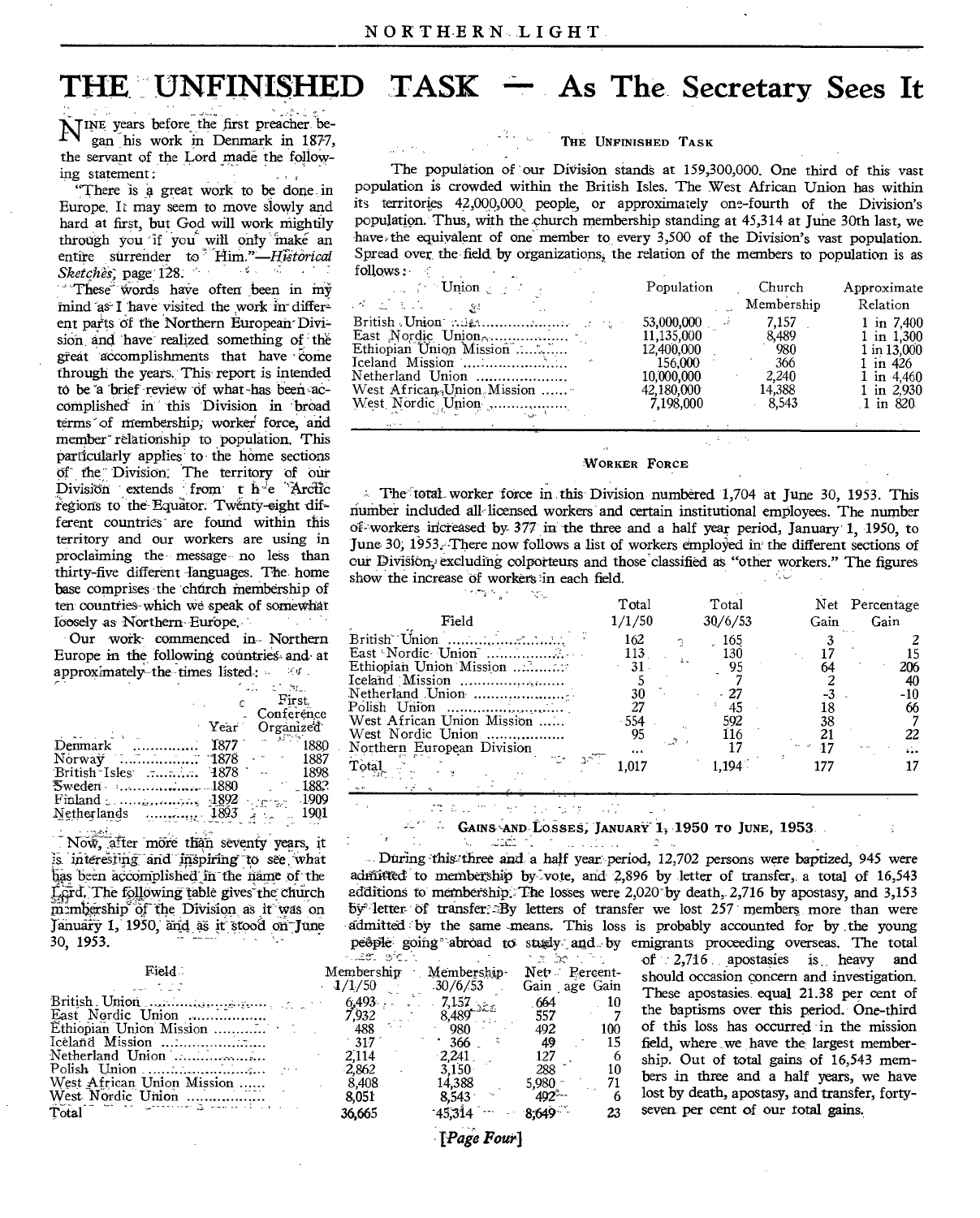# THE UNFINISHED TASK — As The Secretary Sees It

NINE years before the first preacher began his work in Denmark in 1877, the servant of the Lord made the following statement:

"There is a great work to be done in Europe. It may seem to move slowly and hard at first, but God will work mightily through you if you will only make an entire surrender to Him."—*Historical Sketches*, page 128.

These words have often been in my mind as I have visited the work in different parts of the Northern European Division and have realized something of the great accomplishments that have come through the years. This report is intended to be a brief review of what has been accomplished in this Division in broad terms of membership, worker force, and member relationship to population. This particularly applies to the home sections of the Division. The territory of our Division extends from the Arctic regions to the Equator. Twenty-eight different countries are found within this territory and our workers are using in proclaiming the message no less than thirty-five different languages. The home base comprises the church membership of ten countries which we speak of somewhat loosely as Northern Europe.

Our work commenced in Northern Europe in the following countries and at approximately the times listed:

| | Year | First Conference Organized |
|---|---|---|
| Denmark | 1877 | 1880 |
| Norway | 1878 | 1887 |
| British Isles | 1878 | 1898 |
| Sweden | 1880 | 1882 |
| Finland | 1892 | 1909 |
| Netherlands | 1893 | 1901 |

Now, after more than seventy years, it is interesting and inspiring to see what has been accomplished in the name of the Lord. The following table gives the church membership of the Division as it was on January 1, 1950, and as it stood on June 30, 1953.

| Field | Membership 1/1/50 | Membership 30/6/53 | Net Gain | Percentage Gain |
|---|---|---|---|---|
| British Union | 6,493 | 7,157 | 664 | 10 |
| East Nordic Union | 7,932 | 8,489 | 557 | 7 |
| Ethiopian Union Mission | 488 | 980 | 492 | 100 |
| Iceland Mission | 317 | 366 | 49 | 15 |
| Netherland Union | 2,114 | 2,241 | 127 | 6 |
| Polish Union | 2,862 | 3,150 | 288 | 10 |
| West African Union Mission | 8,408 | 14,388 | 5,980 | 71 |
| West Nordic Union | 8,051 | 8,543 | 492 | 6 |
| Total | 36,665 | 45,314 | 8,649 | 23 |

### The Unfinished Task

The population of our Division stands at 159,300,000. One third of this vast population is crowded within the British Isles. The West African Union has within its territories 42,000,000 people, or approximately one-fourth of the Division's population. Thus, with the church membership standing at 45,314 at June 30th last, we have the equivalent of one member to every 3,500 of the Division's vast population. Spread over the field by organizations, the relation of the members to population is as follows:

| Union | Population | Church Membership | Approximate Relation |
|---|---|---|---|
| British Union | 53,000,000 | 7,157 | 1 in 7,400 |
| East Nordic Union | 11,135,000 | 8,489 | 1 in 1,300 |
| Ethiopian Union Mission | 12,400,000 | 980 | 1 in 13,000 |
| Iceland Mission | 156,000 | 366 | 1 in 426 |
| Netherland Union | 10,000,000 | 2,240 | 1 in 4,460 |
| West African Union Mission | 42,180,000 | 14,388 | 1 in 2,930 |
| West Nordic Union | 7,198,000 | 8,543 | 1 in 820 |

### Worker Force

The total worker force in this Division numbered 1,704 at June 30, 1953. This number included all licensed workers and certain institutional employees. The number of workers increased by 377 in the three and a half year period, January 1, 1950, to June 30, 1953. There now follows a list of workers employed in the different sections of our Division, excluding colporteurs and those classified as "other workers." The figures show the increase of workers in each field.

| Field | Total 1/1/50 | Total 30/6/53 | Net Gain | Percentage Gain |
|---|---|---|---|---|
| British Union | 162 | 165 | 3 | 2 |
| East Nordic Union | 113 | 130 | 17 | 15 |
| Ethiopian Union Mission | 31 | 95 | 64 | 206 |
| Iceland Mission | 5 | 7 | 2 | 40 |
| Netherland Union | 30 | 27 | -3 | -10 |
| Polish Union | 27 | 45 | 18 | 66 |
| West African Union Mission | 554 | 592 | 38 | 7 |
| West Nordic Union | 95 | 116 | 21 | 22 |
| Northern European Division | ... | 17 | 17 | ... |
| Total | 1,017 | 1,194 | 177 | 17 |

### Gains and Losses, January 1, 1950 to June, 1953

During this three and a half year period, 12,702 persons were baptized, 945 were admitted to membership by vote, and 2,896 by letter of transfer, a total of 16,543 additions to membership. The losses were 2,020 by death, 2,716 by apostasy, and 3,153 by letter of transfer. By letters of transfer we lost 257 members more than were admitted by the same means. This loss is probably accounted for by the young people going abroad to study and by emigrants proceeding overseas. The total of 2,716 apostasies is heavy and should occasion concern and investigation. These apostasies equal 21.38 per cent of the baptisms over this period. One-third of this loss has occurred in the mission field, where we have the largest membership. Out of total gains of 16,543 members in three and a half years, we have lost by death, apostasy, and transfer, forty-seven per cent of our total gains.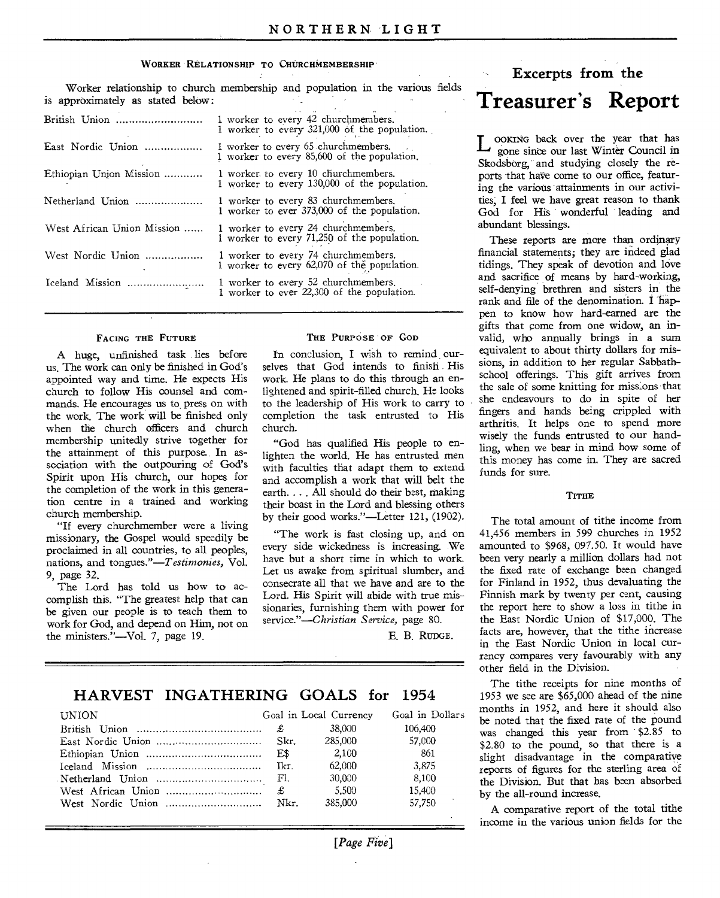### Worker Relationship to Churchmembership

Worker relationship to church membership and population in the various fields is approximately as stated below:

| | |
|---|---|
| British Union | 1 worker to every 42 churchmembers. 1 worker to every 321,000 of the population. |
| East Nordic Union | I worker to every 65 churchmembers. 1 worker to every 85,600 of the population. |
| Ethiopian Union Mission | 1 worker to every 10 churchmembers. 1 worker to every 130,000 of the population. |
| Netherland Union | 1 worker to every 83 churchmembers. 1 worker to ever 373,000 of the population. |
| West African Union Mission | 1 worker to every 24 churchmembers. 1 worker to every 71,250 of the population. |
| West Nordic Union | 1 worker to every 74 churchmembers. 1 worker to every 62,070 of the population. |
| Iceland Mission | 1 worker to every 52 churchmembers. 1 worker to ever 22,300 of the population. |

### Facing the Future

A huge, unfinished task lies before us. The work can only be finished in God's appointed way and time. He expects His church to follow His counsel and commands. He encourages us to press on with the work. The work will be finished only when the church officers and church membership unitedly strive together for the attainment of this purpose. In association with the outpouring of God's Spirit upon His church, our hopes for the completion of the work in this generation centre in a trained and working church membership.

"If every churchmember were a living missionary, the Gospel would speedily be proclaimed in all countries, to all peoples, nations, and tongues."—*Testimonies*, Vol. 9, page 32.

The Lord has told us how to accomplish this. "The greatest help that can be given our people is to teach them to work for God, and depend on Him, not on the ministers."—Vol. 7, page 19.

### The Purpose of God

In conclusion, I wish to remind ourselves that God intends to finish His work. He plans to do this through an enlightened and spirit-filled church. He looks to the leadership of His work to carry to completion the task entrusted to His church.

"God has qualified His people to enlighten the world. He has entrusted men with faculties that adapt them to extend and accomplish a work that will belt the earth. . . . All should do their best, making their boast in the Lord and blessing others by their good works."—Letter 121, (1902).

"The work is fast closing up, and on every side wickedness is increasing. We have but a short time in which to work. Let us awake from spiritual slumber, and consecrate all that we have and are to the Lord. His Spirit will abide with true missionaries, furnishing them with power for service."—*Christian Service*, page 80.

E. B. Rudge.

## HARVEST INGATHERING GOALS for 1954

| UNION | Goal in Local Currency | | Goal in Dollars |
|---|---|---|---|
| British Union | £ | 38,000 | 106,400 |
| East Nordic Union | Skr. | 285,000 | 57,000 |
| Ethiopian Union | E$ | 2,100 | 861 |
| Iceland Mission | Ikr. | 62,000 | 3,875 |
| Netherland Union | Fl. | 30,000 | 8,100 |
| West African Union | £ | 5,500 | 15,400 |
| West Nordic Union | Nkr. | 385,000 | 57,750 |

## Excerpts from the Treasurer's Report

Looking back over the year that has gone since our last Winter Council in Skodsborg, and studying closely the reports that have come to our office, featuring the various attainments in our activities, I feel we have great reason to thank God for His wonderful leading and abundant blessings.

These reports are more than ordinary financial statements; they are indeed glad tidings. They speak of devotion and love and sacrifice of means by hard-working, self-denying brethren and sisters in the rank and file of the denomination. I happen to know how hard-earned are the gifts that come from one widow, an invalid, who annually brings in a sum equivalent to about thirty dollars for missions, in addition to her regular Sabbath-school offerings. This gift arrives from the sale of some knitting for missions that she endeavours to do in spite of her fingers and hands being crippled with arthritis. It helps one to spend more wisely the funds entrusted to our handling, when we bear in mind how some of this money has come in. They are sacred funds for sure.

### Tithe

The total amount of tithe income from 41,456 members in 599 churches in 1952 amounted to $968, 097.50. It would have been very nearly a million dollars had not the fixed rate of exchange been changed for Finland in 1952, thus devaluating the Finnish mark by twenty per cent, causing the report here to show a loss in tithe in the East Nordic Union of $17,000. The facts are, however, that the tithe increase in the East Nordic Union in local currency compares very favourably with any other field in the Division.

The tithe receipts for nine months of 1953 we see are $65,000 ahead of the nine months in 1952, and here it should also be noted that the fixed rate of the pound was changed this year from $2.85 to $2.80 to the pound, so that there is a slight disadvantage in the comparative reports of figures for the sterling area of the Division. But that has been absorbed by the all-round increase.

A comparative report of the total tithe income in the various union fields for the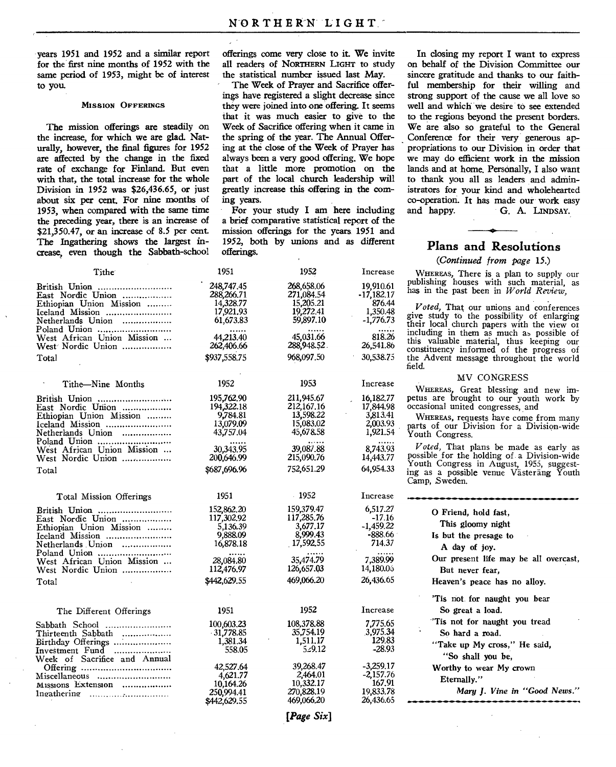years 1951 and 1952 and a similar report for the first nine months of 1952 with the same period of 1953, might be of interest to you.

### Mission Offerings

The mission offerings are steadily on the increase, for which we are glad. Naturally, however, the final figures for 1952 are affected by the change in the fixed rate of exchange for Finland. But even with that, the total increase for the whole Division in 1952 was $26,436.65, or just about six per cent. For nine months of 1953, when compared with the same time the preceding year, there is an increase of $21,350.47, or an increase of 8.5 per cent. The Ingathering shows the largest increase, even though the Sabbath-school offerings come very close to it. We invite all readers of NORTHERN LIGHT to study the statistical number issued last May.

The Week of Prayer and Sacrifice offerings have registered a slight decrease since they were joined into one offering. It seems that it was much easier to give to the Week of Sacrifice offering when it came in the spring of the year. The Annual Offering at the close of the Week of Prayer has always been a very good offering. We hope that a little more promotion on the part of the local church leadership will greatly increase this offering in the coming years.

For your study I am here including a brief comparative statistical report of the mission offerings for the years 1951 and 1952, both by unions and as different offerings.

| Tithe | 1951 | 1952 | Increase |
|---|---|---|---|
| British Union | 248,747.45 | 268,658.06 | 19,910.61 |
| East Nordic Union | 288,266.71 | 271,084.54 | -17,182.17 |
| Ethiopian Union Mission | 14,328.77 | 15,205.21 | 876.44 |
| Iceland Mission | 17,921.93 | 19,272.41 | 1,350.48 |
| Netherlands Union | 61,673.83 | 59,897.10 | -1,776.73 |
| Poland Union | ...... | ...... | ...... |
| West African Union Mission | 44,213.40 | 45,031.66 | 818.26 |
| West Nordic Union | 262,406.66 | 288,948.52 | 26,541.86 |
| Total | $937,558.75 | 968,097.50 | 30,538.75 |

| Tithe—Nine Months | 1952 | 1953 | Increase |
|---|---|---|---|
| British Union | 195,762.90 | 211,945.67 | 16,182.77 |
| East Nordic Union | 194,322.18 | 212,167.16 | 17,844.98 |
| Ethiopian Union Mission | 9,784.81 | 13,598.22 | 3,813.41 |
| Iceland Mission | 13,079.09 | 15,083.02 | 2,003.93 |
| Netherlands Union | 43,757.04 | 45,678.58 | 1,921.54 |
| Poland Union | ...... | ...... | ...... |
| West African Union Mission | 30,343.95 | 39,087.88 | 8,743.93 |
| West Nordic Union | 200,646.99 | 215,090.76 | 14,443.77 |
| Total | $687,696.96 | 752,651.29 | 64,954.33 |

| Total Mission Offerings | 1951 | 1952 | Increase |
|---|---|---|---|
| British Union | 152,862.20 | 159,379.47 | 6,517.27 |
| East Nordic Union | 117,302.92 | 117,285.76 | -17.16 |
| Ethiopian Union Mission | 5,136.39 | 3,677.17 | -1,459.22 |
| Iceland Mission | 9,888.09 | 8,999.43 | -888.66 |
| Netherlands Union | 16,878.18 | 17,592.55 | 714.37 |
| Poland Union | ...... | ...... | ...... |
| West African Union Mission | 28,084.80 | 35,474.79 | 7,389.99 |
| West Nordic Union | 112,476.97 | 126,657.03 | 14,180.06 |
| Total | $442,629.55 | 469,066.20 | 26,436.65 |

| The Different Offerings | 1951 | 1952 | Increase |
|---|---|---|---|
| Sabbath School | 100,603.23 | 108,378.88 | 7,775.65 |
| Thirteenth Sabbath | 31,778.85 | 35,754.19 | 3,975.34 |
| Birthday Offerings | 1,381.34 | 1,511.17 | 129.83 |
| Investment Fund | 558.05 | 529.12 | -28.93 |
| Week of Sacrifice and Annual Offering | 42,527.64 | 39,268.47 | -3,259.17 |
| Miscellaneous | 4,621.77 | 2,464.01 | -2,157.76 |
| Missions Extension | 10,164.26 | 10,332.17 | 167.91 |
| Ingathering | 250,994.41 | 270,828.19 | 19,833.78 |
| | $442,629.55 | 469,066.20 | 26,436.65 |

In closing my report I want to express on behalf of the Division Committee our sincere gratitude and thanks to our faithful membership for their willing and strong support of the cause we all love so well and which we desire to see extended to the regions beyond the present borders. We are also so grateful to the General Conference for their very generous appropriations to our Division in order that we may do efficient work in the mission lands and at home. Personally, I also want to thank you all as leaders and administrators for your kind and wholehearted co-operation. It has made our work easy and happy.

G. A. LINDSAY.

## Plans and Resolutions

*(Continued from page 15.)*

WHEREAS, There is a plan to supply our publishing houses with such material, as has in the past been in *World Review*,

*Voted*, That our unions and conferences give study to the possibility of enlarging their local church papers with the view of including in them as much as possible of this valuable material, thus keeping our constituency informed of the progress of the Advent message throughout the world field.

### MV CONGRESS

WHEREAS, Great blessing and new impetus are brought to our youth work by occasional united congresses, and

WHEREAS, requests have come from many parts of our Division for a Division-wide Youth Congress.

*Voted*, That plans be made as early as possible for the holding of a Division-wide Youth Congress in August, 1955, suggesting as a possible venue Västeräng Youth Camp, Sweden.

---

**O Friend, hold fast,**
**This gloomy night**
**Is but the presage to**
**A day of joy.**
**Our present life may be all overcast,**
**But never fear,**
**Heaven's peace has no alloy.**

**'Tis not for naught you bear**
**So great a load.**
**'Tis not for naught you tread**
**So hard a road.**
**"Take up My cross," He said,**
**"So shall you be,**
**Worthy to wear My crown**
**Eternally."**

***Mary J. Vine in "Good News."***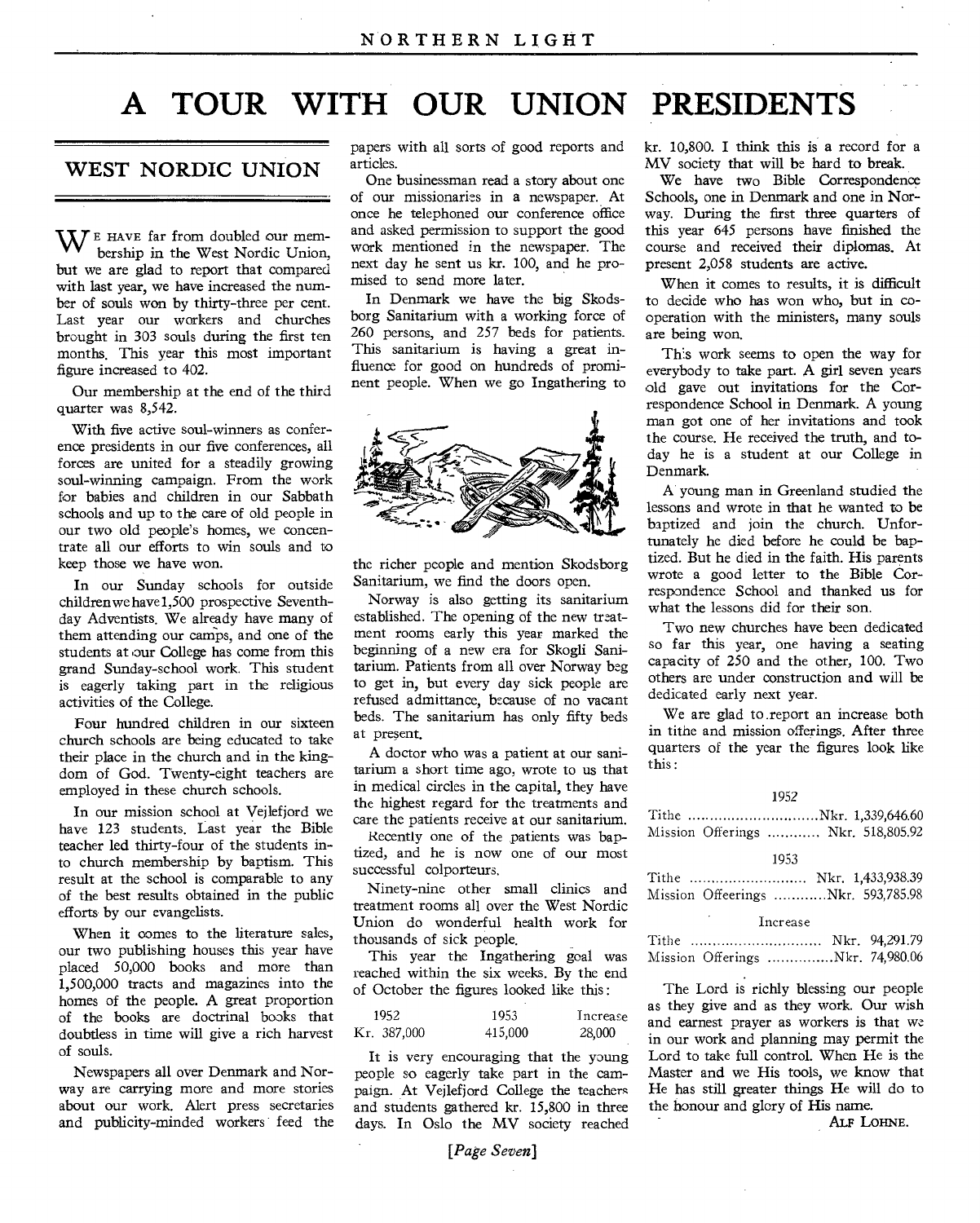# A TOUR WITH OUR UNION PRESIDENTS

## WEST NORDIC UNION

WE HAVE far from doubled our membership in the West Nordic Union, but we are glad to report that compared with last year, we have increased the number of souls won by thirty-three per cent. Last year our workers and churches brought in 303 souls during the first ten months. This year this most important figure increased to 402.

Our membership at the end of the third quarter was 8,542.

With five active soul-winners as conference presidents in our five conferences, all forces are united for a steadily growing soul-winning campaign. From the work for babies and children in our Sabbath schools and up to the care of old people in our two old people's homes, we concentrate all our efforts to win souls and to keep those we have won.

In our Sunday schools for outside children we have 1,500 prospective Seventh-day Adventists. We already have many of them attending our camps, and one of the students at our College has come from this grand Sunday-school work. This student is eagerly taking part in the religious activities of the College.

Four hundred children in our sixteen church schools are being educated to take their place in the church and in the kingdom of God. Twenty-eight teachers are employed in these church schools.

In our mission school at Vejlefjord we have 123 students. Last year the Bible teacher led thirty-four of the students into church membership by baptism. This result at the school is comparable to any of the best results obtained in the public efforts by our evangelists.

When it comes to the literature sales, our two publishing houses this year have placed 50,000 books and more than 1,500,000 tracts and magazines into the homes of the people. A great proportion of the books are doctrinal books that doubtless in time will give a rich harvest of souls.

Newspapers all over Denmark and Norway are carrying more and more stories about our work. Alert press secretaries and publicity-minded workers feed the papers with all sorts of good reports and articles.

One businessman read a story about one of our missionaries in a newspaper. At once he telephoned our conference office and asked permission to support the good work mentioned in the newspaper. The next day he sent us kr. 100, and he promised to send more later.

In Denmark we have the big Skodsborg Sanitarium with a working force of 260 persons, and 257 beds for patients. This sanitarium is having a great influence for good on hundreds of prominent people. When we go Ingathering to the richer people and mention Skodsborg Sanitarium, we find the doors open.

Norway is also getting its sanitarium established. The opening of the new treatment rooms early this year marked the beginning of a new era for Skogli Sanitarium. Patients from all over Norway beg to get in, but every day sick people are refused admittance, because of no vacant beds. The sanitarium has only fifty beds at present.

A doctor who was a patient at our sanitarium a short time ago, wrote to us that in medical circles in the capital, they have the highest regard for the treatments and care the patients receive at our sanitarium.

Recently one of the patients was baptized, and he is now one of our most successful colporteurs.

Ninety-nine other small clinics and treatment rooms all over the West Nordic Union do wonderful health work for thousands of sick people.

This year the Ingathering goal was reached within the six weeks. By the end of October the figures looked like this:

| 1952 | 1953 | Increase |
|---|---|---|
| Kr. 387,000 | 415,000 | 28,000 |

It is very encouraging that the young people so eagerly take part in the campaign. At Vejlefjord College the teachers and students gathered kr. 15,800 in three days. In Oslo the MV society reached kr. 10,800. I think this is a record for a MV society that will be hard to break.

We have two Bible Correspondence Schools, one in Denmark and one in Norway. During the first three quarters of this year 645 persons have finished the course and received their diplomas. At present 2,058 students are active.

When it comes to results, it is difficult to decide who has won who, but in cooperation with the ministers, many souls are being won.

This work seems to open the way for everybody to take part. A girl seven years old gave out invitations for the Correspondence School in Denmark. A young man got one of her invitations and took the course. He received the truth, and today he is a student at our College in Denmark.

A young man in Greenland studied the lessons and wrote in that he wanted to be baptized and join the church. Unfortunately he died before he could be baptized. But he died in the faith. His parents wrote a good letter to the Bible Correspondence School and thanked us for what the lessons did for their son.

Two new churches have been dedicated so far this year, one having a seating capacity of 250 and the other, 100. Two others are under construction and will be dedicated early next year.

We are glad to report an increase both in tithe and mission offerings. After three quarters of the year the figures look like this:

| | |
|---|---|
| **1952** | |
| Tithe | Nkr. 1,339,646.60 |
| Mission Offerings | Nkr. 518,805.92 |
| **1953** | |
| Tithe | Nkr. 1,433,938.39 |
| Mission Offeerings | Nkr. 593,785.98 |
| **Increase** | |
| Tithe | Nkr. 94,291.79 |
| Mission Offerings | Nkr. 74,980.06 |

The Lord is richly blessing our people as they give and as they work. Our wish and earnest prayer as workers is that we in our work and planning may permit the Lord to take full control. When He is the Master and we His tools, we know that He has still greater things He will do to the honour and glory of His name.

ALF LOHNE.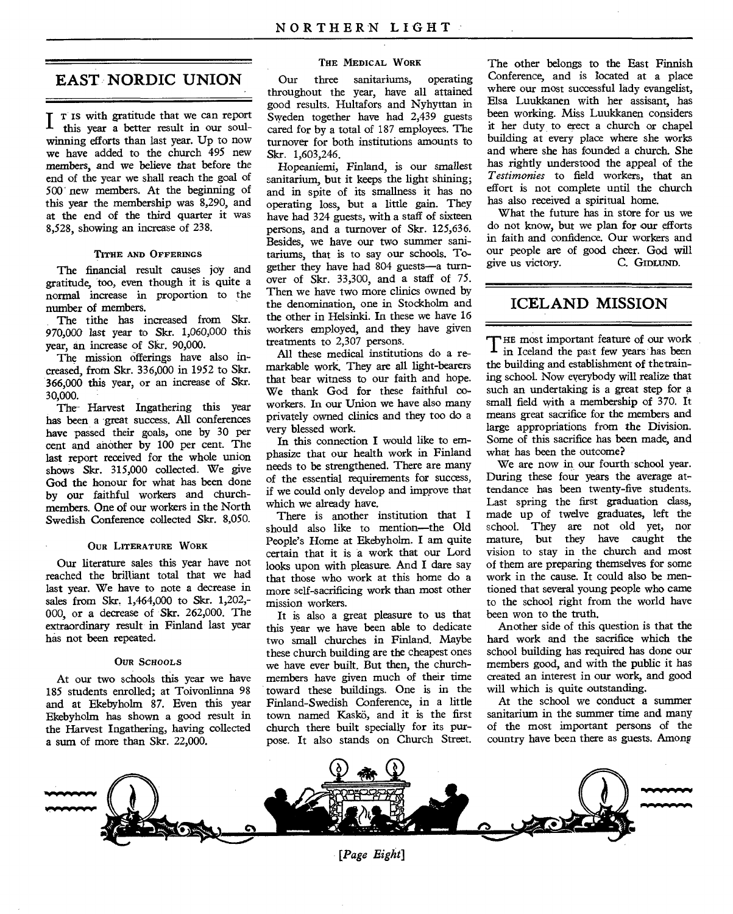## EAST NORDIC UNION

It is with gratitude that we can report this year a better result in our soul-winning efforts than last year. Up to now we have added to the church 495 new members, and we believe that before the end of the year we shall reach the goal of 500 new members. At the beginning of this year the membership was 8,290, and at the end of the third quarter it was 8,528, showing an increase of 238.

### Tithe and Offerings

The financial result causes joy and gratitude, too, even though it is quite a normal increase in proportion to the number of members.

The tithe has increased from Skr. 970,000 last year to Skr. 1,060,000 this year, an increase of Skr. 90,000.

The mission offerings have also increased, from Skr. 336,000 in 1952 to Skr. 366,000 this year, or an increase of Skr. 30,000.

The Harvest Ingathering this year has been a great success. All conferences have passed their goals, one by 30 per cent and another by 100 per cent. The last report received for the whole union shows Skr. 315,000 collected. We give God the honour for what has been done by our faithful workers and church-members. One of our workers in the North Swedish Conference collected Skr. 8,050.

### Our Literature Work

Our literature sales this year have not reached the brilliant total that we had last year. We have to note a decrease in sales from Skr. 1,464,000 to Skr. 1,202,000, or a decrease of Skr. 262,000. The extraordinary result in Finland last year has not been repeated.

### Our Schools

At our two schools this year we have 185 students enrolled; at Toivonlinna 98 and at Ekebyholm 87. Even this year Ekebyholm has shown a good result in the Harvest Ingathering, having collected a sum of more than Skr. 22,000.

### The Medical Work

Our three sanitariums, operating throughout the year, have all attained good results. Hultafors and Nyhyttan in Sweden together have had 2,439 guests cared for by a total of 187 employees. The turnover for both institutions amounts to Skr. 1,603,246.

Hopeaniemi, Finland, is our smallest sanitarium, but it keeps the light shining; and in spite of its smallness it has no operating loss, but a little gain. They have had 324 guests, with a staff of sixteen persons, and a turnover of Skr. 125,636. Besides, we have our two summer sanitariums, that is to say our schools. Together they have had 804 guests—a turnover of Skr. 33,300, and a staff of 75. Then we have two more clinics owned by the denomination, one in Stockholm and the other in Helsinki. In these we have 16 workers employed, and they have given treatments to 2,307 persons.

All these medical institutions do a remarkable work. They are all light-bearers that bear witness to our faith and hope. We thank God for these faithful co-workers. In our Union we have also many privately owned clinics and they too do a very blessed work.

In this connection I would like to emphasize that our health work in Finland needs to be strengthened. There are many of the essential requirements for success, if we could only develop and improve that which we already have.

There is another institution that I should also like to mention—the Old People's Home at Ekebyholm. I am quite certain that it is a work that our Lord looks upon with pleasure. And I dare say that those who work at this home do a more self-sacrificing work than most other mission workers.

It is also a great pleasure to us that this year we have been able to dedicate two small churches in Finland. Maybe these church building are the cheapest ones we have ever built. But then, the church-members have given much of their time toward these buildings. One is in the Finland-Swedish Conference, in a little town named Kaskö, and it is the first church there built specially for its purpose. It also stands on Church Street. The other belongs to the East Finnish Conference, and is located at a place where our most successful lady evangelist, Elsa Luukkanen with her assisant, has been working. Miss Luukkanen considers it her duty to erect a church or chapel building at every place where she works and where she has founded a church. She has rightly understood the appeal of the *Testimonies* to field workers, that an effort is not complete until the church has also received a spiritual home.

What the future has in store for us we do not know, but we plan for our efforts in faith and confidence. Our workers and our people are of good cheer. God will give us victory.

C. Gidlund.

## ICELAND MISSION

The most important feature of our work in Iceland the past few years has been the building and establishment of the training school. Now everybody will realize that such an undertaking is a great step for a small field with a membership of 370. It means great sacrifice for the members and large appropriations from the Division. Some of this sacrifice has been made, and what has been the outcome?

We are now in our fourth school year. During these four years the average attendance has been twenty-five students. Last spring the first graduation class, made up of twelve graduates, left the school. They are not old yet, nor mature, but they have caught the vision to stay in the church and most of them are preparing themselves for some work in the cause. It could also be mentioned that several young people who came to the school right from the world have been won to the truth.

Another side of this question is that the hard work and the sacrifice which the school building has required has done our members good, and with the public it has created an interest in our work, and good will which is quite outstanding.

At the school we conduct a summer sanitarium in the summer time and many of the most important persons of the country have been there as guests. Among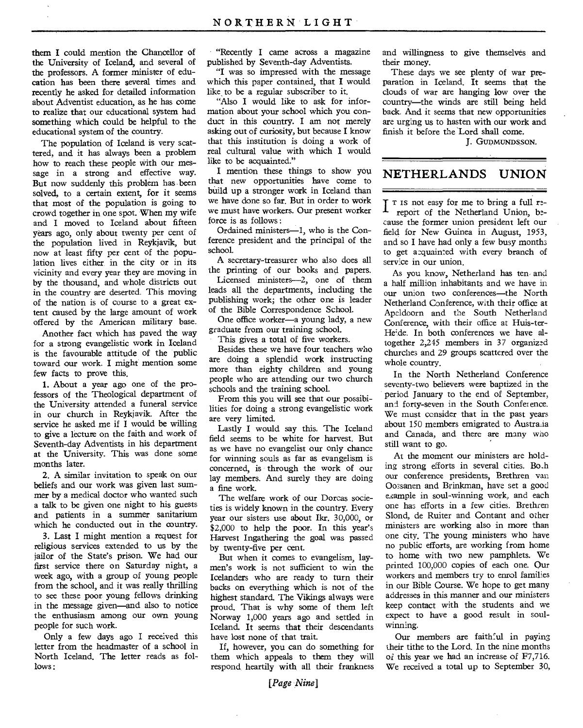them I could mention the Chancellor of the University of Iceland, and several of the professors. A former minister of education has been there several times and recently he asked for detailed information about Adventist education, as he has come to realize that our educational system had something which could be helpful to the educational system of the country.

The population of Iceland is very scattered, and it has always been a problem how to reach these people with our message in a strong and effective way. But now suddenly this problem has been solved, to a certain extent, for it seems that most of the population is going to crowd together in one spot. When my wife and I moved to Iceland about fifteen years ago, only about twenty per cent of the population lived in Reykjavik, but now at least fifty per cent of the population lives either in the city or in its vicinity and every year they are moving in by the thousand, and whole districts out in the country are deserted. This moving of the nation is of course to a great extent caused by the large amount of work offered by the American military base.

Another fact which has paved the way for a strong evangelistic work in Iceland is the favourable attitude of the public toward our work. I might mention some few facts to prove this.

1. About a year ago one of the professors of the Theological department of the University attended a funeral service in our church in Reykjavik. After the service he asked me if I would be willing to give a lecture on the faith and work of Seventh-day Adventists in his department at the University. This was done some months later.

2. A similar invitation to speak on our beliefs and our work was given last summer by a medical doctor who wanted such a talk to be given one night to his guests and patients in a summer sanitarium which he conducted out in the country.

3. Last I might mention a request for religious services extended to us by the jailor of the State's prison. We had our first service there on Saturday night, a week ago, with a group of young people from the school, and it was really thrilling to see these poor young fellows drinking in the message given—and also to notice the enthusiasm among our own young people for such work.

Only a few days ago I received this letter from the headmaster of a school in North Iceland. The letter reads as follows:

"Recently I came across a magazine published by Seventh-day Adventists.

"I was so impressed with the message which this paper contained, that I would like to be a regular subscriber to it.

"Also I would like to ask for information about your school which you conduct in this country. I am not merely asking out of curiosity, but because I know that this institution is doing a work of real cultural value with which I would like to be acquainted."

I mention these things to show you that new opportunities have come to build up a stronger work in Iceland than we have done so far. But in order to work we must have workers. Our present worker force is as follows:

Ordained ministers—1, who is the Conference president and the principal of the school.

A secretary-treasurer who also does all the printing of our books and papers.

Licensed ministers—2, one of them leads all the departments, including the publishing work; the other one is leader of the Bible Correspondence School.

One office worker—a young lady, a new graduate from our training school.

This gives a total of five workers.

Besides these we have four teachers who are doing a splendid work instructing more than eighty children and young people who are attending our two church schools and the training school.

From this you will see that our possibilities for doing a strong evangelistic work are very limited.

Lastly I would say this. The Iceland field seems to be white for harvest. But as we have no evangelist our only chance for winning souls as far as evangelism is concerned, is through the work of our lay members. And surely they are doing a fine work.

The welfare work of our Dorcas societies is widely known in the country. Every year our sisters use about Ikr. 30,000, or $2,000 to help the poor. In this year's Harvest Ingathering the goal was passed by twenty-five per cent.

But when it comes to evangelism, laymen's work is not sufficient to win the Icelanders who are ready to turn their backs on everything which is not of the highest standard. The Vikings always were proud. That is why some of them left Norway 1,000 years ago and settled in Iceland. It seems that their descendants have lost none of that trait.

If, however, you can do something for them which appeals to them they will respond heartily with all their frankness and willingness to give themselves and their money.

These days we see plenty of war preparation in Iceland. It seems that the clouds of war are hanging low over the country—the winds are still being held back. And it seems that new opportunities are urging us to hasten with our work and finish it before the Lord shall come.

J. GUDMUNDSSON.

## NETHERLANDS UNION

It is not easy for me to bring a full report of the Netherland Union, because the former union president left our field for New Guinea in August, 1953, and so I have had only a few busy months to get acquainted with every branch of service in our union.

As you know, Netherland has ten and a half million inhabitants and we have in our union two conferences—the North Netherland Conference, with their office at Apeldoorn and the South Netherland Conference, with their office at Huis-ter-Heide. In both conferences we have altogether 2,245 members in 37 organized churches and 29 groups scattered over the whole country.

In the North Netherland Conference seventy-two believers were baptized in the period January to the end of September, and forty-seven in the South Conference. We must consider that in the past years about 150 members emigrated to Australia and Canada, and there are many who still want to go.

At the moment our ministers are holding strong efforts in several cities. Both our conference presidents, Brethren van Oossanen and Brinkman, have set a good example in soul-winning work, and each one has efforts in a few cities. Brethren Slond, de Ruiter and Contant and other ministers are working also in more than one city. The young ministers who have no public efforts, are working from home to home with two new pamphlets. We printed 100,000 copies of each one. Our workers and members try to enrol families in our Bible Course. We hope to get many addresses in this manner and our ministers keep contact with the students and we expect to have a good result in soul-winning.

Our members are faithful in paying their tithe to the Lord. In the nine months of this year we had an increase of F7,716. We received a total up to September 30,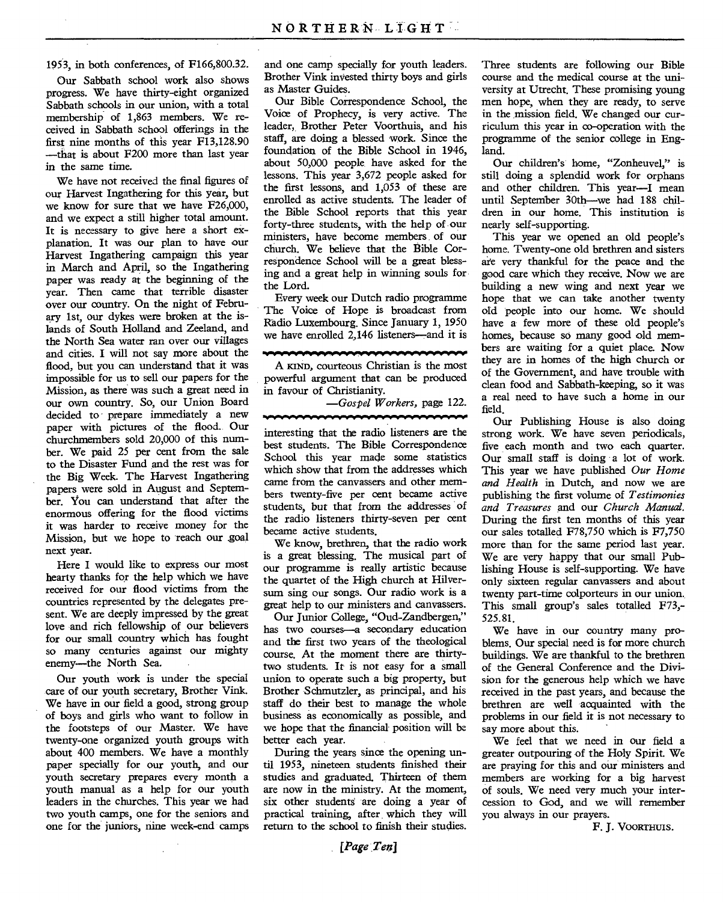1953, in both conferences, of F166,800.32.

Our Sabbath school work also shows progress. We have thirty-eight organized Sabbath schools in our union, with a total membership of 1,863 members. We received in Sabbath school offerings in the first nine months of this year F13,128.90—that is about F200 more than last year in the same time.

We have not received the final figures of our Harvest Ingathering for this year, but we know for sure that we have F26,000, and we expect a still higher total amount. It is necessary to give here a short explanation. It was our plan to have our Harvest Ingathering campaign this year in March and April, so the Ingathering paper was ready at the beginning of the year. Then came that terrible disaster over our country. On the night of February 1st, our dykes were broken at the islands of South Holland and Zeeland, and the North Sea water ran over our villages and cities. I will not say more about the flood, but you can understand that it was impossible for us to sell our papers for the Mission, as there was such a great need in our own country. So, our Union Board decided to prepare immediately a new paper with pictures of the flood. Our churchmembers sold 20,000 of this number. We paid 25 per cent from the sale to the Disaster Fund and the rest was for the Big Week. The Harvest Ingathering papers were sold in August and September. You can understand that after the enormous offering for the flood victims it was harder to receive money for the Mission, but we hope to reach our goal next year.

Here I would like to express our most hearty thanks for the help which we have received for our flood victims from the countries represented by the delegates present. We are deeply impressed by the great love and rich fellowship of our believers for our small country which has fought so many centuries against our mighty enemy—the North Sea.

Our youth work is under the special care of our youth secretary, Brother Vink. We have in our field a good, strong group of boys and girls who want to follow in the footsteps of our Master. We have twenty-one organized youth groups with about 400 members. We have a monthly paper specially for our youth, and our youth secretary prepares every month a youth manual as a help for our youth leaders in the churches. This year we had two youth camps, one for the seniors and one for the juniors, nine week-end camps and one camp specially for youth leaders. Brother Vink invested thirty boys and girls as Master Guides.

Our Bible Correspondence School, the Voice of Prophecy, is very active. The leader, Brother Peter Voorthuis, and his staff, are doing a blessed work. Since the foundation of the Bible School in 1946, about 50,000 people have asked for the lessons. This year 3,672 people asked for the first lessons, and 1,053 of these are enrolled as active students. The leader of the Bible School reports that this year forty-three students, with the help of our ministers, have become members of our church. We believe that the Bible Correspondence School will be a great blessing and a great help in winning souls for the Lord.

Every week our Dutch radio programme The Voice of Hope is broadcast from Radio Luxembourg. Since January 1, 1950 we have enrolled 2,146 listeners—and it is interesting that the radio listeners are the best students. The Bible Correspondence School this year made some statistics which show that from the addresses which came from the canvassers and other members twenty-five per cent became active students, but that from the addresses of the radio listeners thirty-seven per cent became active students.

> A KIND, courteous Christian is the most powerful argument that can be produced in favour of Christianity.
>
> —*Gospel Workers*, page 122.

We know, brethren, that the radio work is a great blessing. The musical part of our programme is really artistic because the quartet of the High church at Hilversum sing our songs. Our radio work is a great help to our ministers and canvassers.

Our Junior College, "Oud-Zandbergen," has two courses—a secondary education and the first two years of the theological course. At the moment there are thirty-two students. It is not easy for a small union to operate such a big property, but Brother Schmutzler, as principal, and his staff do their best to manage the whole business as economically as possible, and we hope that the financial position will be better each year.

During the years since the opening until 1953, nineteen students finished their studies and graduated. Thirteen of them are now in the ministry. At the moment, six other students are doing a year of practical training, after which they will return to the school to finish their studies. Three students are following our Bible course and the medical course at the university at Utrecht. These promising young men hope, when they are ready, to serve in the mission field. We changed our curriculum this year in co-operation with the programme of the senior college in England.

Our children's home, "Zonheuvel," is still doing a splendid work for orphans and other children. This year—I mean until September 30th—we had 188 children in our home. This institution is nearly self-supporting.

This year we opened an old people's home. Twenty-one old brethren and sisters are very thankful for the peace and the good care which they receive. Now we are building a new wing and next year we hope that we can take another twenty old people into our home. We should have a few more of these old people's homes, because so many good old members are waiting for a quiet place. Now they are in homes of the high church or of the Government, and have trouble with clean food and Sabbath-keeping, so it was a real need to have such a home in our field.

Our Publishing House is also doing strong work. We have seven periodicals, five each month and two each quarter. Our small staff is doing a lot of work. This year we have published *Our Home and Health* in Dutch, and now we are publishing the first volume of *Testimonies and Treasures* and our *Church Manual*. During the first ten months of this year our sales totalled F78,750 which is F7,750 more than for the same period last year. We are very happy that our small Publishing House is self-supporting. We have only sixteen regular canvassers and about twenty part-time colporteurs in our union. This small group's sales totalled F73,525.81.

We have in our country many problems. Our special need is for more church buildings. We are thankful to the brethren of the General Conference and the Division for the generous help which we have received in the past years, and because the brethren are well acquainted with the problems in our field it is not necessary to say more about this.

We feel that we need in our field a greater outpouring of the Holy Spirit. We are praying for this and our ministers and members are working for a big harvest of souls. We need very much your intercession to God, and we will remember you always in our prayers.

F. J. VOORTHUIS.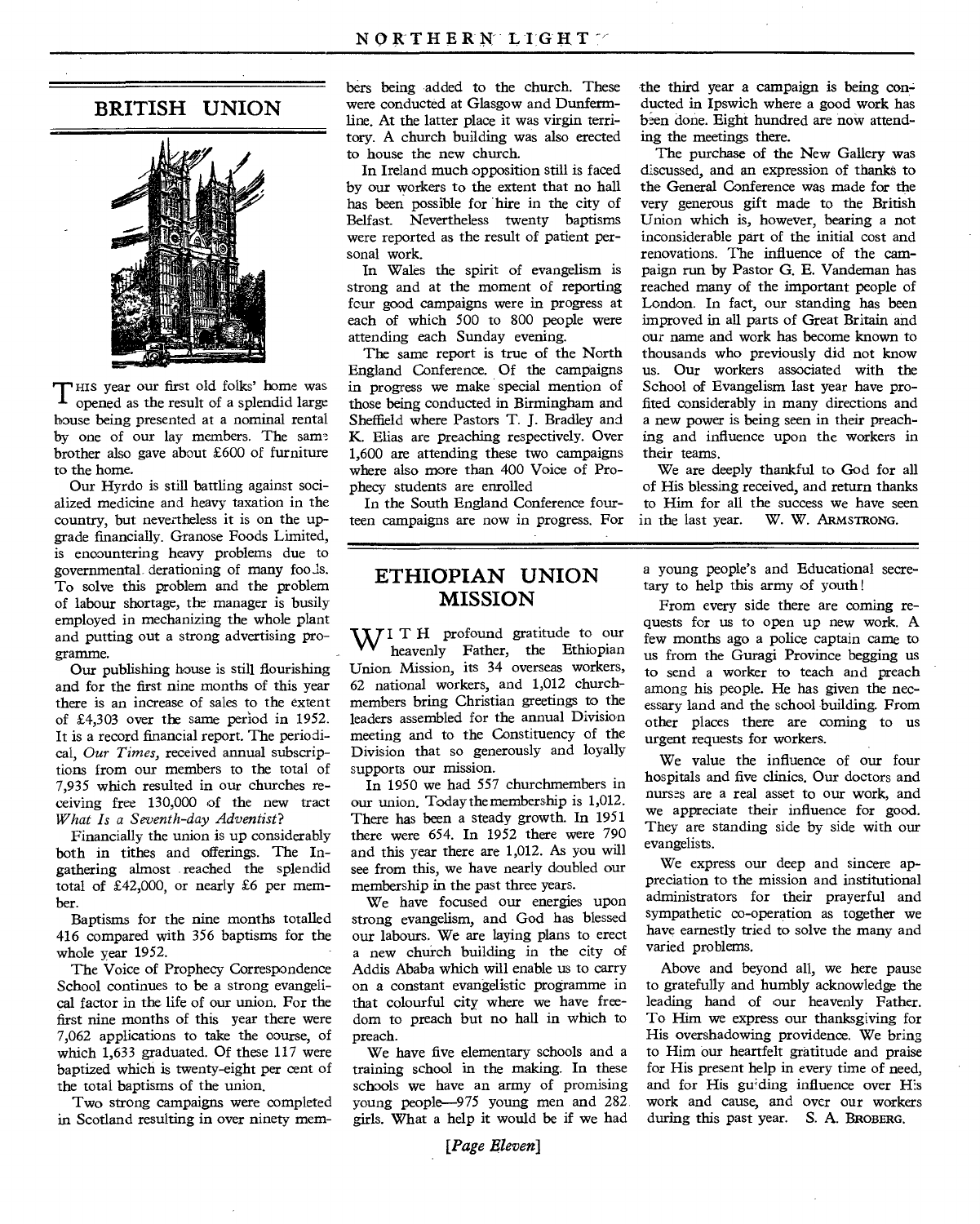## BRITISH UNION

This year our first old folks' home was opened as the result of a splendid large house being presented at a nominal rental by one of our lay members. The same brother also gave about £600 of furniture to the home.

Our Hyrdo is still battling against socialized medicine and heavy taxation in the country, but nevertheless it is on the upgrade financially. Granose Foods Limited, is encountering heavy problems due to governmental derationing of many foods. To solve this problem and the problem of labour shortage, the manager is busily employed in mechanizing the whole plant and putting out a strong advertising programme.

Our publishing house is still flourishing and for the first nine months of this year there is an increase of sales to the extent of £4,303 over the same period in 1952. It is a record financial report. The periodical, *Our Times,* received annual subscriptions from our members to the total of 7,935 which resulted in our churches receiving free 130,000 of the new tract *What Is a Seventh-day Adventist?*

Financially the union is up considerably both in tithes and offerings. The Ingathering almost reached the splendid total of £42,000, or nearly £6 per member.

Baptisms for the nine months totalled 416 compared with 356 baptisms for the whole year 1952.

The Voice of Prophecy Correspondence School continues to be a strong evangelical factor in the life of our union. For the first nine months of this year there were 7,062 applications to take the course, of which 1,633 graduated. Of these 117 were baptized which is twenty-eight per cent of the total baptisms of the union.

Two strong campaigns were completed in Scotland resulting in over ninety members being added to the church. These were conducted at Glasgow and Dunfermline. At the latter place it was virgin territory. A church building was also erected to house the new church.

In Ireland much opposition still is faced by our workers to the extent that no hall has been possible for hire in the city of Belfast. Nevertheless twenty baptisms were reported as the result of patient personal work.

In Wales the spirit of evangelism is strong and at the moment of reporting four good campaigns were in progress at each of which 500 to 800 people were attending each Sunday evening.

The same report is true of the North England Conference. Of the campaigns in progress we make special mention of those being conducted in Birmingham and Sheffield where Pastors T. J. Bradley and K. Elias are preaching respectively. Over 1,600 are attending these two campaigns where also more than 400 Voice of Prophecy students are enrolled

In the South England Conference fourteen campaigns are now in progress. For the third year a campaign is being conducted in Ipswich where a good work has been done. Eight hundred are now attending the meetings there.

The purchase of the New Gallery was discussed, and an expression of thanks to the General Conference was made for the very generous gift made to the British Union which is, however, bearing a not inconsiderable part of the initial cost and renovations. The influence of the campaign run by Pastor G. E. Vandeman has reached many of the important people of London. In fact, our standing has been improved in all parts of Great Britain and our name and work has become known to thousands who previously did not know us. Our workers associated with the School of Evangelism last year have profited considerably in many directions and a new power is being seen in their preaching and influence upon the workers in their teams.

We are deeply thankful to God for all of His blessing received, and return thanks to Him for all the success we have seen in the last year. W. W. ARMSTRONG.

## ETHIOPIAN UNION MISSION

With profound gratitude to our heavenly Father, the Ethiopian Union Mission, its 34 overseas workers, 62 national workers, and 1,012 churchmembers bring Christian greetings to the leaders assembled for the annual Division meeting and to the Constituency of the Division that so generously and loyally supports our mission.

In 1950 we had 557 churchmembers in our union. Today the membership is 1,012. There has been a steady growth. In 1951 there were 654. In 1952 there were 790 and this year there are 1,012. As you will see from this, we have nearly doubled our membership in the past three years.

We have focused our energies upon strong evangelism, and God has blessed our labours. We are laying plans to erect a new church building in the city of Addis Ababa which will enable us to carry on a constant evangelistic programme in that colourful city where we have freedom to preach but no hall in which to preach.

We have five elementary schools and a training school in the making. In these schools we have an army of promising young people—975 young men and 282 girls. What a help it would be if we had a young people's and Educational secretary to help this army of youth!

From every side there are coming requests for us to open up new work. A few months ago a police captain came to us from the Guragi Province begging us to send a worker to teach and preach among his people. He has given the necessary land and the school building. From other places there are coming to us urgent requests for workers.

We value the influence of our four hospitals and five clinics. Our doctors and nurses are a real asset to our work, and we appreciate their influence for good. They are standing side by side with our evangelists.

We express our deep and sincere appreciation to the mission and institutional administrators for their prayerful and sympathetic co-operation as together we have earnestly tried to solve the many and varied problems.

Above and beyond all, we here pause to gratefully and humbly acknowledge the leading hand of our heavenly Father. To Him we express our thanksgiving for His overshadowing providence. We bring to Him our heartfelt gratitude and praise for His present help in every time of need, and for His guiding influence over His work and cause, and over our workers during this past year. S. A. BROBERG.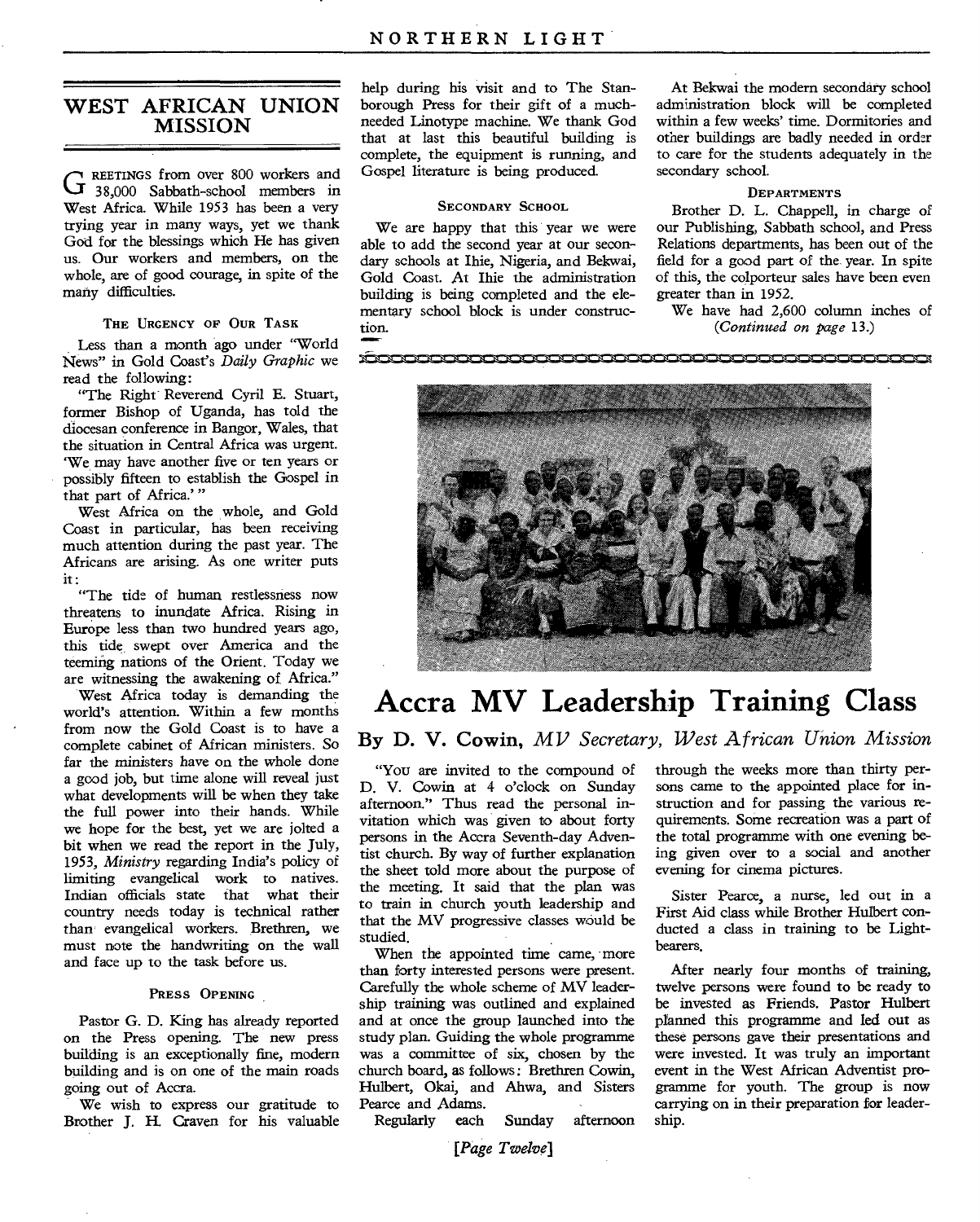## WEST AFRICAN UNION MISSION

GREETINGS from over 800 workers and 38,000 Sabbath-school members in West Africa. While 1953 has been a very trying year in many ways, yet we thank God for the blessings which He has given us. Our workers and members, on the whole, are of good courage, in spite of the many difficulties.

### THE URGENCY OF OUR TASK

Less than a month ago under "World News" in Gold Coast's *Daily Graphic* we read the following:

"The Right Reverend Cyril E. Stuart, former Bishop of Uganda, has told the diocesan conference in Bangor, Wales, that the situation in Central Africa was urgent. 'We may have another five or ten years or possibly fifteen to establish the Gospel in that part of Africa.'"

West Africa on the whole, and Gold Coast in particular, has been receiving much attention during the past year. The Africans are arising. As one writer puts it:

"The tide of human restlessness now threatens to inundate Africa. Rising in Europe less than two hundred years ago, this tide swept over America and the teeming nations of the Orient. Today we are witnessing the awakening of Africa."

West Africa today is demanding the world's attention. Within a few months from now the Gold Coast is to have a complete cabinet of African ministers. So far the ministers have on the whole done a good job, but time alone will reveal just what developments will be when they take the full power into their hands. While we hope for the best, yet we are jolted a bit when we read the report in the July, 1953, *Ministry* regarding India's policy of limiting evangelical work to natives. Indian officials state that what their country needs today is technical rather than evangelical workers. Brethren, we must note the handwriting on the wall and face up to the task before us.

### PRESS OPENING

Pastor G. D. King has already reported on the Press opening. The new press building is an exceptionally fine, modern building and is on one of the main roads going out of Accra.

We wish to express our gratitude to Brother J. H. Craven for his valuable help during his visit and to The Stanborough Press for their gift of a much-needed Linotype machine. We thank God that at last this beautiful building is complete, the equipment is running, and Gospel literature is being produced.

### SECONDARY SCHOOL

We are happy that this year we were able to add the second year at our secondary schools at Ihie, Nigeria, and Bekwai, Gold Coast. At Ihie the administration building is being completed and the elementary school block is under construction.

At Bekwai the modern secondary school administration block will be completed within a few weeks' time. Dormitories and other buildings are badly needed in order to care for the students adequately in the secondary school.

### DEPARTMENTS

Brother D. L. Chappell, in charge of our Publishing, Sabbath school, and Press Relations departments, has been out of the field for a good part of the year. In spite of this, the colporteur sales have been even greater than in 1952.

We have had 2,600 column inches of

*(Continued on page 13.)*

# Accra MV Leadership Training Class

## By D. V. Cowin, *MV Secretary, West African Union Mission*

"YOU are invited to the compound of D. V. Cowin at 4 o'clock on Sunday afternoon." Thus read the personal invitation which was given to about forty persons in the Accra Seventh-day Adventist church. By way of further explanation the sheet told more about the purpose of the meeting. It said that the plan was to train in church youth leadership and that the MV progressive classes would be studied.

When the appointed time came, more than forty interested persons were present. Carefully the whole scheme of MV leadership training was outlined and explained and at once the group launched into the study plan. Guiding the whole programme was a committee of six, chosen by the church board, as follows: Brethren Cowin, Hulbert, Okai, and Ahwa, and Sisters Pearce and Adams.

Regularly each Sunday afternoon through the weeks more than thirty persons came to the appointed place for instruction and for passing the various requirements. Some recreation was a part of the total programme with one evening being given over to a social and another evening for cinema pictures.

Sister Pearce, a nurse, led out in a First Aid class while Brother Hulbert conducted a class in training to be Lightbearers.

After nearly four months of training, twelve persons were found to be ready to be invested as Friends. Pastor Hulbert planned this programme and led out as these persons gave their presentations and were invested. It was truly an important event in the West African Adventist programme for youth. The group is now carrying on in their preparation for leadership.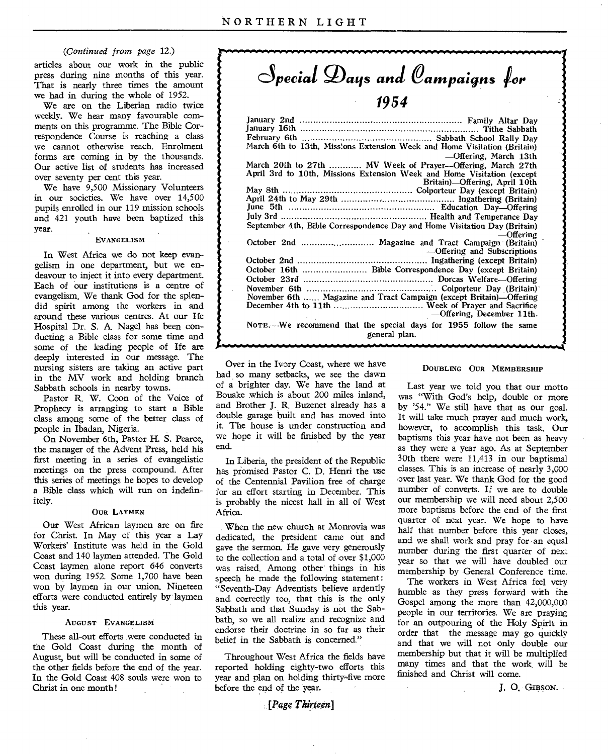*(Continued from page 12.)*

articles about our work in the public press during nine months of this year. That is nearly three times the amount we had in during the whole of 1952.

We are on the Liberian radio twice weekly. We hear many favourable comments on this programme. The Bible Correspondence Course is reaching a class we cannot otherwise reach. Enrolment forms are coming in by the thousands. Our active list of students has increased over seventy per cent this year.

We have 9,500 Missionary Volunteers in our societies. We have over 14,500 pupils enrolled in our 119 mission schools and 421 youth have been baptized this year.

#### Evangelism

In West Africa we do not keep evangelism in one department, but we endeavour to inject it into every department. Each of our institutions is a centre of evangelism. We thank God for the splendid spirit among the workers in and around these various centres. At our Ife Hospital Dr. S. A. Nagel has been conducting a Bible class for some time and some of the leading people of Ife are deeply interested in our message. The nursing sisters are taking an active part in the MV work and holding branch Sabbath schools in nearby towns.

Pastor R. W. Coon of the Voice of Prophecy is arranging to start a Bible class among some of the better class of people in Ibadan, Nigeria.

On November 6th, Pastor H. S. Pearce, the manager of the Advent Press, held his first meeting in a series of evangelistic meetings on the press compound. After this series of meetings he hopes to develop a Bible class which will run on indefinitely.

#### Our Laymen

Our West African laymen are on fire for Christ. In May of this year a Lay Workers' Institute was held in the Gold Coast and 140 laymen attended. The Gold Coast laymen alone report 646 converts won during 1952. Some 1,700 have been won by laymen in our union. Nineteen efforts were conducted entirely by laymen this year.

#### August Evangelism

These all-out efforts were conducted in the Gold Coast during the month of August, but will be conducted in some of the other fields before the end of the year. In the Gold Coast 408 souls were won to Christ in one month!

## Special Days and Campaigns for 1954

| Date | Event |
|---|---|
| January 2nd | Family Altar Day |
| January 16th | Tithe Sabbath |
| February 6th | Sabbath School Rally Day |
| March 6th to 13th | Missions Extension Week and Home Visitation (Britain) —Offering, March 13th |
| March 20th to 27th | MV Week of Prayer—Offering, March 27th |
| April 3rd to 10th | Missions Extension Week and Home Visitation (except Britain)—Offering, April 10th |
| May 8th | Colporteur Day (except Britain) |
| April 24th to May 29th | Ingathering (Britain) |
| June 5th | Education Day—Offering |
| July 3rd | Health and Temperance Day |
| September 4th | Bible Correspondence Day and Home Visitation Day (Britain) —Offering |
| October 2nd | Magazine and Tract Campaign (Britain) —Offering and Subscriptions |
| October 2nd | Ingathering (except Britain) |
| October 16th | Bible Correspondence Day (except Britain) |
| October 23rd | Dorcas Welfare—Offering |
| November 6th | Colporteur Day (Britain) |
| November 6th | Magazine and Tract Campaign (except Britain)—Offering |
| December 4th to 11th | Week of Prayer and Sacrifice —Offering, December 11th. |

NOTE.—We recommend that the special days for 1955 follow the same general plan.

Over in the Ivory Coast, where we have had so many setbacks, we see the dawn of a brighter day. We have the land at Bouake which is about 200 miles inland, and Brother J. R. Buzenet already has a double garage built and has moved into it. The house is under construction and we hope it will be finished by the year end.

In Liberia, the president of the Republic has promised Pastor C. D. Henri the use of the Centennial Pavilion free of charge for an effort starting in December. This is probably the nicest hall in all of West Africa.

When the new church at Monrovia was dedicated, the president came out and gave the sermon. He gave very generously to the collection and a total of over $1,000 was raised. Among other things in his speech he made the following statement: "Seventh-Day Adventists believe ardently and correctly too, that this is the only Sabbath and that Sunday is not the Sabbath, so we all realize and recognize and endorse their doctrine in so far as their belief in the Sabbath is concerned."

Throughout West Africa the fields have reported holding eighty-two efforts this year and plan on holding thirty-five more before the end of the year.

#### Doubling Our Membership

Last year we told you that our motto was "With God's help, double or more by '54." We still have that as our goal. It will take much prayer and much work, however, to accomplish this task. Our baptisms this year have not been as heavy as they were a year ago. As at September 30th there were 11,413 in our baptismal classes. This is an increase of nearly 3,000 over last year. We thank God for the good number of converts. If we are to double our membership we will need about 2,500 more baptisms before the end of the first quarter of next year. We hope to have half that number before this year closes, and we shall work and pray for an equal number during the first quarter of next year so that we will have doubled our membership by General Conference time.

The workers in West Africa feel very humble as they press forward with the Gospel among the more than 42,000,000 people in our territories. We are praying for an outpouring of the Holy Spirit in order that the message may go quickly and that we will not only double our membership but that it will be multiplied many times and that the work will be finished and Christ will come.

J. O. GIBSON.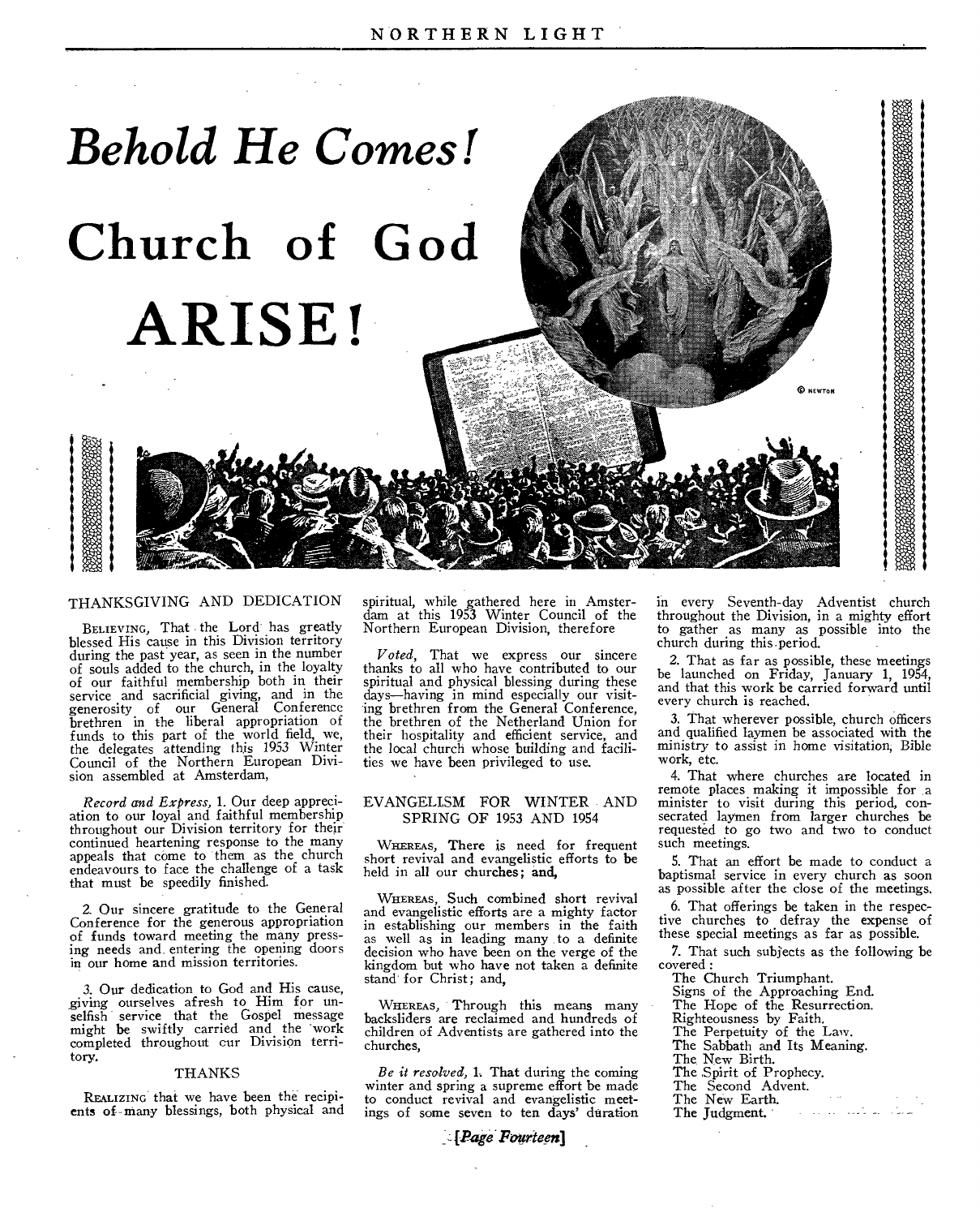# Behold He Comes!

# Church of God ARISE!

## THANKSGIVING AND DEDICATION

BELIEVING, That the Lord has greatly blessed His cause in this Division territory during the past year, as seen in the number of souls added to the church, in the loyalty of our faithful membership both in their service and sacrificial giving, and in the generosity of our General Conference brethren in the liberal appropriation of funds to this part of the world field, we, the delegates attending this 1953 Winter Council of the Northern European Division assembled at Amsterdam,

*Record and Express*, 1. Our deep appreciation to our loyal and faithful membership throughout our Division territory for their continued heartening response to the many appeals that come to them as the church endeavours to face the challenge of a task that must be speedily finished.

2. Our sincere gratitude to the General Conference for the generous appropriation of funds toward meeting the many pressing needs and entering the opening doors in our home and mission territories.

3. Our dedication to God and His cause, giving ourselves afresh to Him for unselfish service that the Gospel message might be swiftly carried and the work completed throughout our Division territory.

### THANKS

REALIZING that we have been the recipients of many blessings, both physical and spiritual, while gathered here in Amsterdam at this 1953 Winter Council of the Northern European Division, therefore

*Voted*, That we express our sincere thanks to all who have contributed to our spiritual and physical blessing during these days—having in mind especially our visiting brethren from the General Conference, the brethren of the Netherland Union for their hospitality and efficient service, and the local church whose building and facilities we have been privileged to use.

## EVANGELISM FOR WINTER AND SPRING OF 1953 AND 1954

WHEREAS, There is need for frequent short revival and evangelistic efforts to be held in all our churches; and,

WHEREAS, Such combined short revival and evangelistic efforts are a mighty factor in establishing our members in the faith as well as in leading many to a definite decision who have been on the verge of the kingdom but who have not taken a definite stand for Christ; and,

WHEREAS, Through this means many backsliders are reclaimed and hundreds of children of Adventists are gathered into the churches,

*Be it resolved*, 1. That during the coming winter and spring a supreme effort be made to conduct revival and evangelistic meetings of some seven to ten days' duration in every Seventh-day Adventist church throughout the Division, in a mighty effort to gather as many as possible into the church during this period.

2. That as far as possible, these meetings be launched on Friday, January 1, 1954, and that this work be carried forward until every church is reached.

3. That wherever possible, church officers and qualified laymen be associated with the ministry to assist in home visitation, Bible work, etc.

4. That where churches are located in remote places making it impossible for a minister to visit during this period, consecrated laymen from larger churches be requested to go two and two to conduct such meetings.

5. That an effort be made to conduct a baptismal service in every church as soon as possible after the close of the meetings.

6. That offerings be taken in the respective churches to defray the expense of these special meetings as far as possible.

7. That such subjects as the following be covered:

The Church Triumphant.
Signs of the Approaching End.
The Hope of the Resurrection.
Righteousness by Faith.
The Perpetuity of the Law.
The Sabbath and Its Meaning.
The New Birth.
The Spirit of Prophecy.
The Second Advent.
The New Earth.
The Judgment.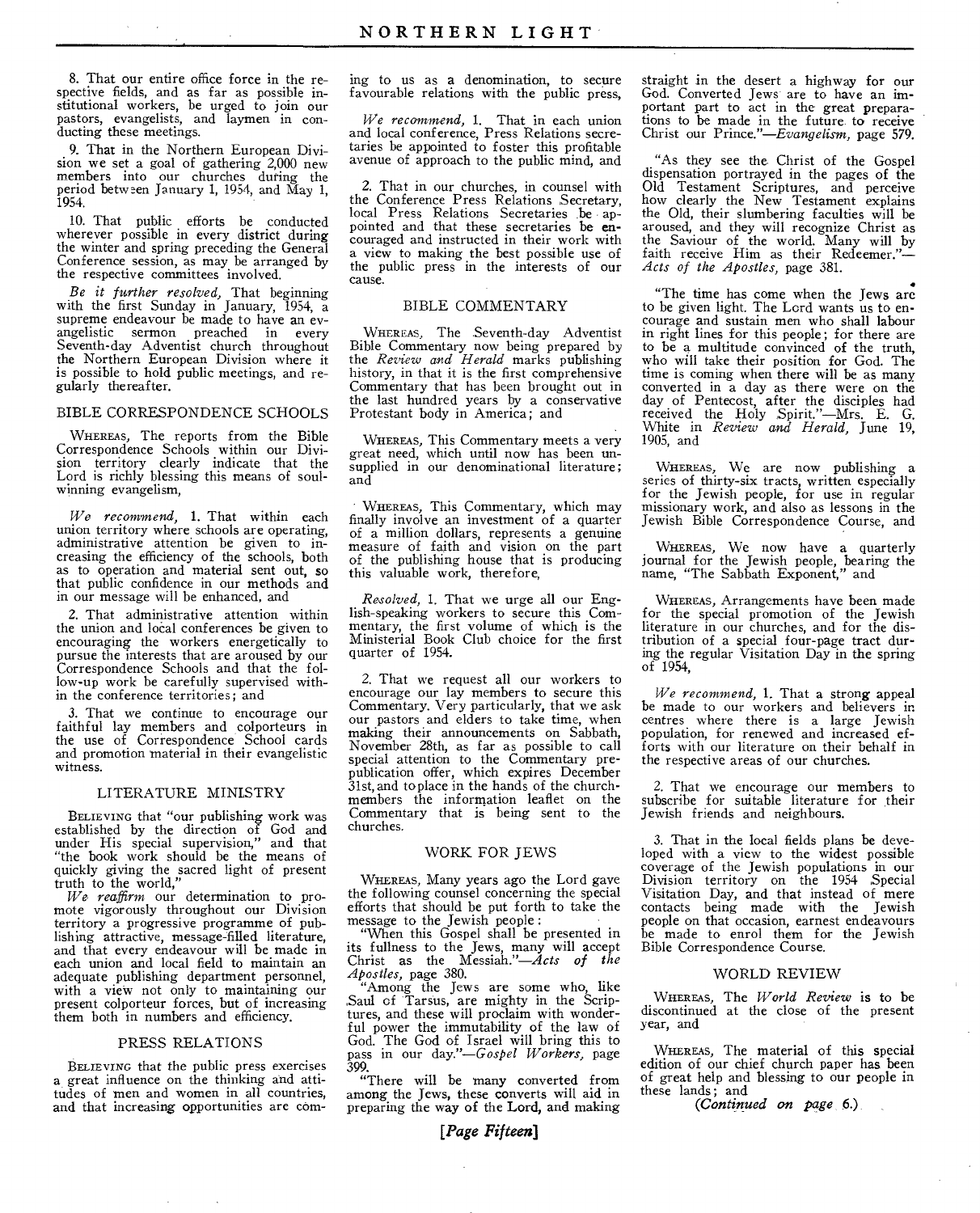8. That our entire office force in the respective fields, and as far as possible institutional workers, be urged to join our pastors, evangelists, and laymen in conducting these meetings.

9. That in the Northern European Division we set a goal of gathering 2,000 new members into our churches during the period between January 1, 1954, and May 1, 1954.

10. That public efforts be conducted wherever possible in every district during the winter and spring preceding the General Conference session, as may be arranged by the respective committees involved.

*Be it further resolved,* That beginning with the first Sunday in January, 1954, a supreme endeavour be made to have an evangelistic sermon preached in every Seventh-day Adventist church throughout the Northern European Division where it is possible to hold public meetings, and regularly thereafter.

## BIBLE CORRESPONDENCE SCHOOLS

WHEREAS, The reports from the Bible Correspondence Schools within our Division territory clearly indicate that the Lord is richly blessing this means of soul-winning evangelism,

*We recommend,* 1. That within each union territory where schools are operating, administrative attention be given to increasing the efficiency of the schools, both as to operation and material sent out, so that public confidence in our methods and in our message will be enhanced, and

2. That administrative attention within the union and local conferences be given to encouraging the workers energetically to pursue the interests that are aroused by our Correspondence Schools and that the follow-up work be carefully supervised within the conference territories; and

3. That we continue to encourage our faithful lay members and colporteurs in the use of Correspondence School cards and promotion material in their evangelistic witness.

## LITERATURE MINISTRY

BELIEVING that "our publishing work was established by the direction of God and under His special supervision," and that "the book work should be the means of quickly giving the sacred light of present truth to the world,"

*We reaffirm* our determination to promote vigorously throughout our Division territory a progressive programme of publishing attractive, message-filled literature, and that every endeavour will be made in each union and local field to maintain an adequate publishing department personnel, with a view not only to maintaining our present colporteur forces, but of increasing them both in numbers and efficiency.

## PRESS RELATIONS

BELIEVING that the public press exercises a great influence on the thinking and attitudes of men and women in all countries, and that increasing opportunities are coming to us as a denomination, to secure favourable relations with the public press,

*We recommend,* 1. That in each union and local conference, Press Relations secretaries be appointed to foster this profitable avenue of approach to the public mind, and

2. That in our churches, in counsel with the Conference Press Relations Secretary, local Press Relations Secretaries be appointed and that these secretaries be encouraged and instructed in their work with a view to making the best possible use of the public press in the interests of our cause.

## BIBLE COMMENTARY

WHEREAS, The Seventh-day Adventist Bible Commentary now being prepared by the *Review and Herald* marks publishing history, in that it is the first comprehensive Commentary that has been brought out in the last hundred years by a conservative Protestant body in America; and

WHEREAS, This Commentary meets a very great need, which until now has been unsupplied in our denominational literature; and

WHEREAS, This Commentary, which may finally involve an investment of a quarter of a million dollars, represents a genuine measure of faith and vision on the part of the publishing house that is producing this valuable work, therefore,

*Resolved,* 1. That we urge all our English-speaking workers to secure this Commentary, the first volume of which is the Ministerial Book Club choice for the first quarter of 1954.

2. That we request all our workers to encourage our lay members to secure this Commentary. Very particularly, that we ask our pastors and elders to take time, when making their announcements on Sabbath, November 28th, as far as possible to call special attention to the Commentary prepublication offer, which expires December 31st, and to place in the hands of the church-members the information leaflet on the Commentary that is being sent to the churches.

## WORK FOR JEWS

WHEREAS, Many years ago the Lord gave the following counsel concerning the special efforts that should be put forth to take the message to the Jewish people:

"When this Gospel shall be presented in its fullness to the Jews, many will accept Christ as the Messiah."—*Acts of the Apostles,* page 380.

"Among the Jews are some who, like Saul of Tarsus, are mighty in the Scriptures, and these will proclaim with wonderful power the immutability of the law of God. The God of Israel will bring this to pass in our day."—*Gospel Workers,* page 399.

"There will be many converted from among the Jews, these converts will aid in preparing the way of the Lord, and making straight in the desert a highway for our God. Converted Jews are to have an important part to act in the great preparations to be made in the future to receive Christ our Prince."—*Evangelism,* page 579.

"As they see the Christ of the Gospel dispensation portrayed in the pages of the Old Testament Scriptures, and perceive how clearly the New Testament explains the Old, their slumbering faculties will be aroused, and they will recognize Christ as the Saviour of the world. Many will by faith receive Him as their Redeemer."—*Acts of the Apostles,* page 381.

"The time has come when the Jews are to be given light. The Lord wants us to encourage and sustain men who shall labour in right lines for this people; for there are to be a multitude convinced of the truth, who will take their position for God. The time is coming when there will be as many converted in a day as there were on the day of Pentecost, after the disciples had received the Holy Spirit."—Mrs. E. G. White in *Review and Herald,* June 19, 1905, and

WHEREAS, We are now publishing a series of thirty-six tracts, written especially for the Jewish people, for use in regular missionary work, and also as lessons in the Jewish Bible Correspondence Course, and

WHEREAS, We now have a quarterly journal for the Jewish people, bearing the name, "The Sabbath Exponent," and

WHEREAS, Arrangements have been made for the special promotion of the Jewish literature in our churches, and for the distribution of a special four-page tract during the regular Visitation Day in the spring of 1954,

*We recommend,* 1. That a strong appeal be made to our workers and believers in centres where there is a large Jewish population, for renewed and increased efforts with our literature on their behalf in the respective areas of our churches.

2. That we encourage our members to subscribe for suitable literature for their Jewish friends and neighbours.

3. That in the local fields plans be developed with a view to the widest possible coverage of the Jewish populations in our Division territory on the 1954 Special Visitation Day, and that instead of mere contacts being made with the Jewish people on that occasion, earnest endeavours be made to enrol them for the Jewish Bible Correspondence Course.

## WORLD REVIEW

WHEREAS, The *World Review* is to be discontinued at the close of the present year, and

WHEREAS, The material of this special edition of our chief church paper has been of great help and blessing to our people in these lands; and

*(Continued on page 6.)*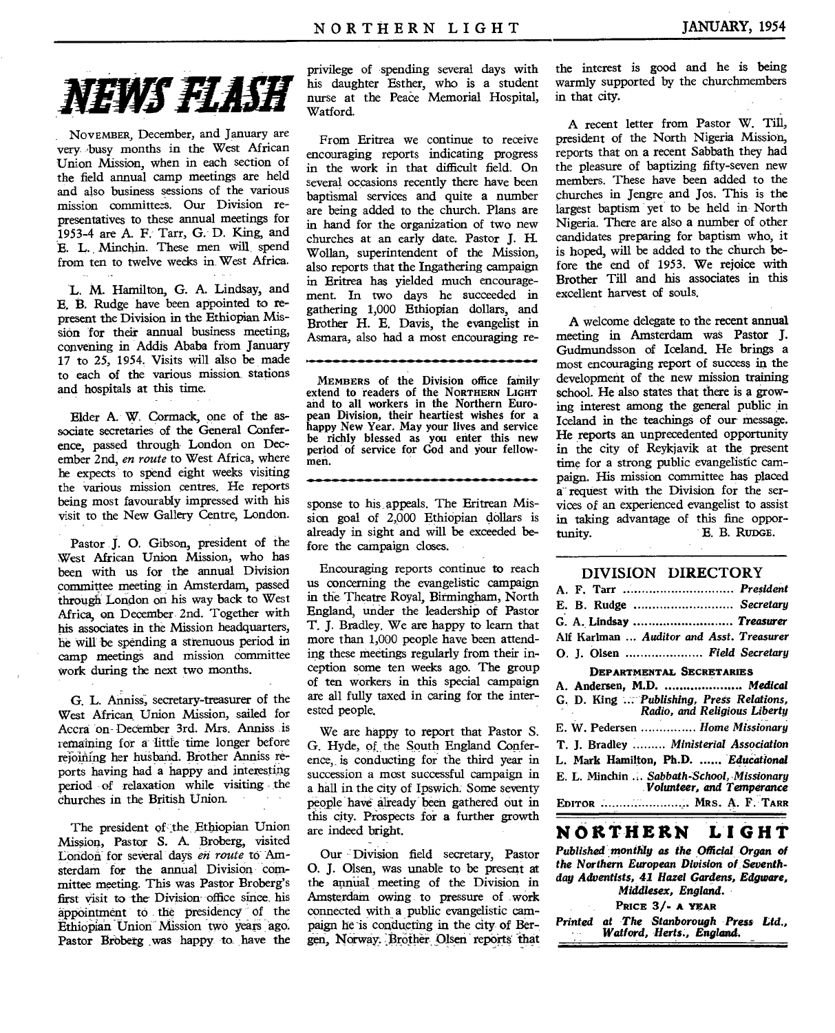# NEWS FLASH

NOVEMBER, December, and January are very busy months in the West African Union Mission, when in each section of the field annual camp meetings are held and also business sessions of the various mission committees. Our Division representatives to these annual meetings for 1953-4 are A. F. Tarr, G. D. King, and E. L. Minchin. These men will spend from ten to twelve weeks in West Africa.

L. M. Hamilton, G. A. Lindsay, and E. B. Rudge have been appointed to represent the Division in the Ethiopian Mission for their annual business meeting, convening in Addis Ababa from January 17 to 25, 1954. Visits will also be made to each of the various mission stations and hospitals at this time.

Elder A. W. Cormack, one of the associate secretaries of the General Conference, passed through London on December 2nd, *en route* to West Africa, where he expects to spend eight weeks visiting the various mission centres. He reports being most favourably impressed with his visit to the New Gallery Centre, London.

Pastor J. O. Gibson, president of the West African Union Mission, who has been with us for the annual Division committee meeting in Amsterdam, passed through London on his way back to West Africa, on December 2nd. Together with his associates in the Mission headquarters, he will be spending a strenuous period in camp meetings and mission committee work during the next two months.

G. L. Anniss, secretary-treasurer of the West African Union Mission, sailed for Accra on December 3rd. Mrs. Anniss is remaining for a little time longer before rejoining her husband. Brother Anniss reports having had a happy and interesting period of relaxation while visiting the churches in the British Union.

The president of the Ethiopian Union Mission, Pastor S. A. Broberg, visited London for several days *en route* to Amsterdam for the annual Division committee meeting. This was Pastor Broberg's first visit to the Division office since his appointment to the presidency of the Ethiopian Union Mission two years ago. Pastor Broberg was happy to have the privilege of spending several days with his daughter Esther, who is a student nurse at the Peace Memorial Hospital, Watford.

From Eritrea we continue to receive encouraging reports indicating progress in the work in that difficult field. On several occasions recently there have been baptismal services and quite a number are being added to the church. Plans are in hand for the organization of two new churches at an early date. Pastor J. H. Wollan, superintendent of the Mission, also reports that the Ingathering campaign in Eritrea has yielded much encouragement. In two days he succeeded in gathering 1,000 Ethiopian dollars, and Brother H. E. Davis, the evangelist in Asmara, also had a most encouraging response to his appeals. The Eritrean Mission goal of 2,000 Ethiopian dollars is already in sight and will be exceeded before the campaign closes.

---

MEMBERS of the Division office family extend to readers of the NORTHERN LIGHT and to all workers in the Northern European Division, their heartiest wishes for a happy New Year. May your lives and service be richly blessed as you enter this new period of service for God and your fellowmen.

---

Encouraging reports continue to reach us concerning the evangelistic campaign in the Theatre Royal, Birmingham, North England, under the leadership of Pastor T. J. Bradley. We are happy to learn that more than 1,000 people have been attending these meetings regularly from their inception some ten weeks ago. The group of ten workers in this special campaign are all fully taxed in caring for the interested people.

We are happy to report that Pastor S. G. Hyde, of the South England Conference, is conducting for the third year in succession a most successful campaign in a hall in the city of Ipswich. Some seventy people have already been gathered out in this city. Prospects for a further growth are indeed bright.

Our Division field secretary, Pastor O. J. Olsen, was unable to be present at the annual meeting of the Division in Amsterdam owing to pressure of work connected with a public evangelistic campaign he is conducting in the city of Bergen, Norway. Brother Olsen reports that the interest is good and he is being warmly supported by the churchmembers in that city.

A recent letter from Pastor W. Till, president of the North Nigeria Mission, reports that on a recent Sabbath they had the pleasure of baptizing fifty-seven new members. These have been added to the churches in Jengre and Jos. This is the largest baptism yet to be held in North Nigeria. There are also a number of other candidates preparing for baptism who, it is hoped, will be added to the church before the end of 1953. We rejoice with Brother Till and his associates in this excellent harvest of souls.

A welcome delegate to the recent annual meeting in Amsterdam was Pastor J. Gudmundsson of Iceland. He brings a most encouraging report of success in the development of the new mission training school. He also states that there is a growing interest among the general public in Iceland in the teachings of our message. He reports an unprecedented opportunity in the city of Reykjavik at the present time for a strong public evangelistic campaign. His mission committee has placed a request with the Division for the services of an experienced evangelist to assist in taking advantage of this fine opportunity.

E. B. RUDGE.

## DIVISION DIRECTORY

A. F. Tarr ... *President*
E. B. Rudge ... *Secretary*
G. A. Lindsay ... *Treasurer*
Alf Karlman ... *Auditor and Asst. Treasurer*
O. J. Olsen ... *Field Secretary*

**DEPARTMENTAL SECRETARIES**

A. Andersen, M.D. ... *Medical*
G. D. King ... *Publishing, Press Relations, Radio, and Religious Liberty*
E. W. Pedersen ... *Home Missionary*
T. J. Bradley ... *Ministerial Association*
L. Mark Hamilton, Ph.D. ... *Educational*
E. L. Minchin ... *Sabbath-School, Missionary Volunteer, and Temperance*

EDITOR ... MRS. A. F. TARR

## NORTHERN LIGHT

*Published monthly as the Official Organ of the Northern European Division of Seventh-day Adventists, 41 Hazel Gardens, Edgware, Middlesex, England.*

PRICE 3/- A YEAR

*Printed at The Stanborough Press Ltd., Watford, Herts., England.*